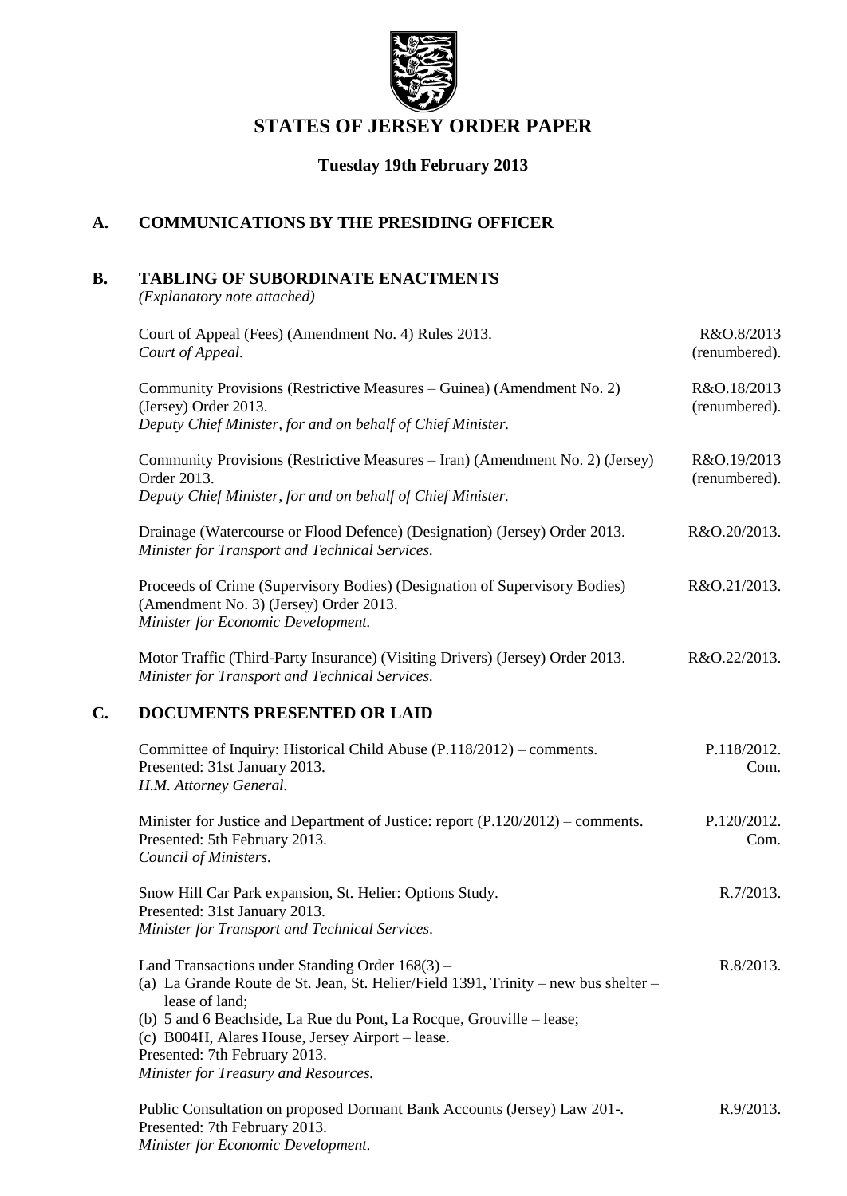# STATES OF JERSEY ORDER PAPER

**Tuesday 19th February 2013**

## A. COMMUNICATIONS BY THE PRESIDING OFFICER

## B. TABLING OF SUBORDINATE ENACTMENTS

*(Explanatory note attached)*

Court of Appeal (Fees) (Amendment No. 4) Rules 2013. R&O.8/2013 (renumbered).
*Court of Appeal.*

Community Provisions (Restrictive Measures – Guinea) (Amendment No. 2) (Jersey) Order 2013. R&O.18/2013 (renumbered).
*Deputy Chief Minister, for and on behalf of Chief Minister.*

Community Provisions (Restrictive Measures – Iran) (Amendment No. 2) (Jersey) Order 2013. R&O.19/2013 (renumbered).
*Deputy Chief Minister, for and on behalf of Chief Minister.*

Drainage (Watercourse or Flood Defence) (Designation) (Jersey) Order 2013. R&O.20/2013.
*Minister for Transport and Technical Services.*

Proceeds of Crime (Supervisory Bodies) (Designation of Supervisory Bodies) (Amendment No. 3) (Jersey) Order 2013. R&O.21/2013.
*Minister for Economic Development.*

Motor Traffic (Third-Party Insurance) (Visiting Drivers) (Jersey) Order 2013. R&O.22/2013.
*Minister for Transport and Technical Services.*

## C. DOCUMENTS PRESENTED OR LAID

Committee of Inquiry: Historical Child Abuse (P.118/2012) – comments. P.118/2012. Com.
Presented: 31st January 2013.
*H.M. Attorney General.*

Minister for Justice and Department of Justice: report (P.120/2012) – comments. P.120/2012. Com.
Presented: 5th February 2013.
*Council of Ministers.*

Snow Hill Car Park expansion, St. Helier: Options Study. R.7/2013.
Presented: 31st January 2013.
*Minister for Transport and Technical Services.*

Land Transactions under Standing Order 168(3) – R.8/2013.

(a) La Grande Route de St. Jean, St. Helier/Field 1391, Trinity – new bus shelter – lease of land;
(b) 5 and 6 Beachside, La Rue du Pont, La Rocque, Grouville – lease;
(c) B004H, Alares House, Jersey Airport – lease.

Presented: 7th February 2013.
*Minister for Treasury and Resources.*

Public Consultation on proposed Dormant Bank Accounts (Jersey) Law 201-. R.9/2013.
Presented: 7th February 2013.
*Minister for Economic Development.*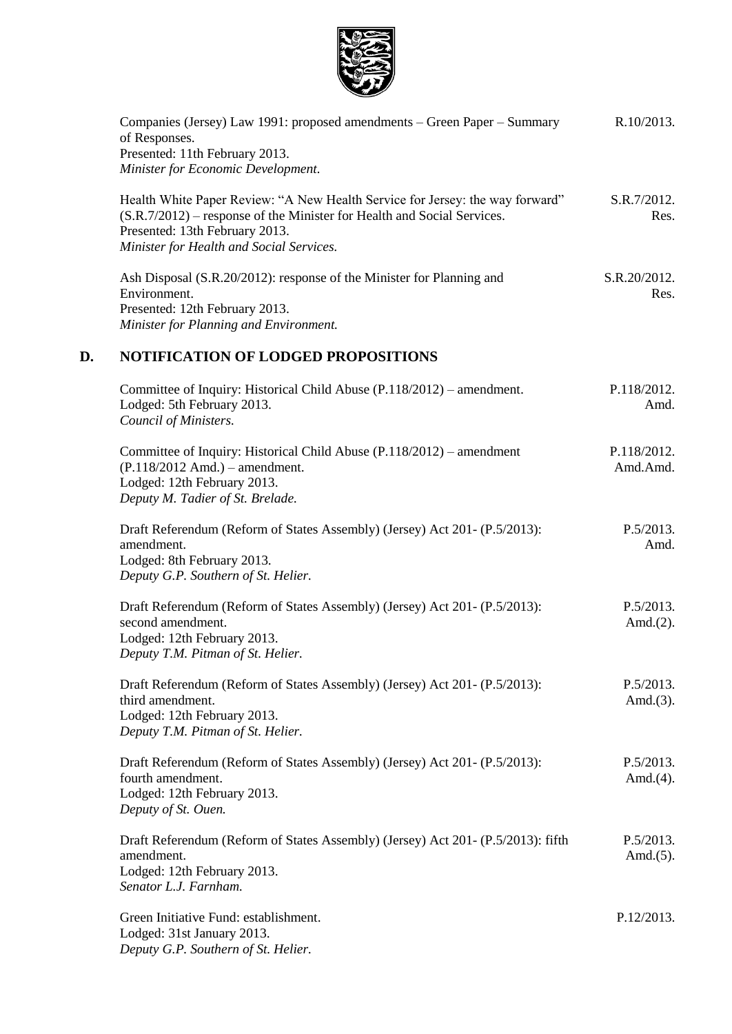Companies (Jersey) Law 1991: proposed amendments – Green Paper – Summary of Responses. R.10/2013.
Presented: 11th February 2013.
*Minister for Economic Development.*

Health White Paper Review: "A New Health Service for Jersey: the way forward" (S.R.7/2012) – response of the Minister for Health and Social Services. S.R.7/2012. Res.
Presented: 13th February 2013.
*Minister for Health and Social Services.*

Ash Disposal (S.R.20/2012): response of the Minister for Planning and Environment. S.R.20/2012. Res.
Presented: 12th February 2013.
*Minister for Planning and Environment.*

## D. NOTIFICATION OF LODGED PROPOSITIONS

Committee of Inquiry: Historical Child Abuse (P.118/2012) – amendment. P.118/2012. Amd.
Lodged: 5th February 2013.
*Council of Ministers.*

Committee of Inquiry: Historical Child Abuse (P.118/2012) – amendment (P.118/2012 Amd.) – amendment. P.118/2012. Amd.Amd.
Lodged: 12th February 2013.
*Deputy M. Tadier of St. Brelade.*

Draft Referendum (Reform of States Assembly) (Jersey) Act 201- (P.5/2013): amendment. P.5/2013. Amd.
Lodged: 8th February 2013.
*Deputy G.P. Southern of St. Helier.*

Draft Referendum (Reform of States Assembly) (Jersey) Act 201- (P.5/2013): second amendment. P.5/2013. Amd.(2).
Lodged: 12th February 2013.
*Deputy T.M. Pitman of St. Helier.*

Draft Referendum (Reform of States Assembly) (Jersey) Act 201- (P.5/2013): third amendment. P.5/2013. Amd.(3).
Lodged: 12th February 2013.
*Deputy T.M. Pitman of St. Helier.*

Draft Referendum (Reform of States Assembly) (Jersey) Act 201- (P.5/2013): fourth amendment. P.5/2013. Amd.(4).
Lodged: 12th February 2013.
*Deputy of St. Ouen.*

Draft Referendum (Reform of States Assembly) (Jersey) Act 201- (P.5/2013): fifth amendment. P.5/2013. Amd.(5).
Lodged: 12th February 2013.
*Senator L.J. Farnham.*

Green Initiative Fund: establishment. P.12/2013.
Lodged: 31st January 2013.
*Deputy G.P. Southern of St. Helier.*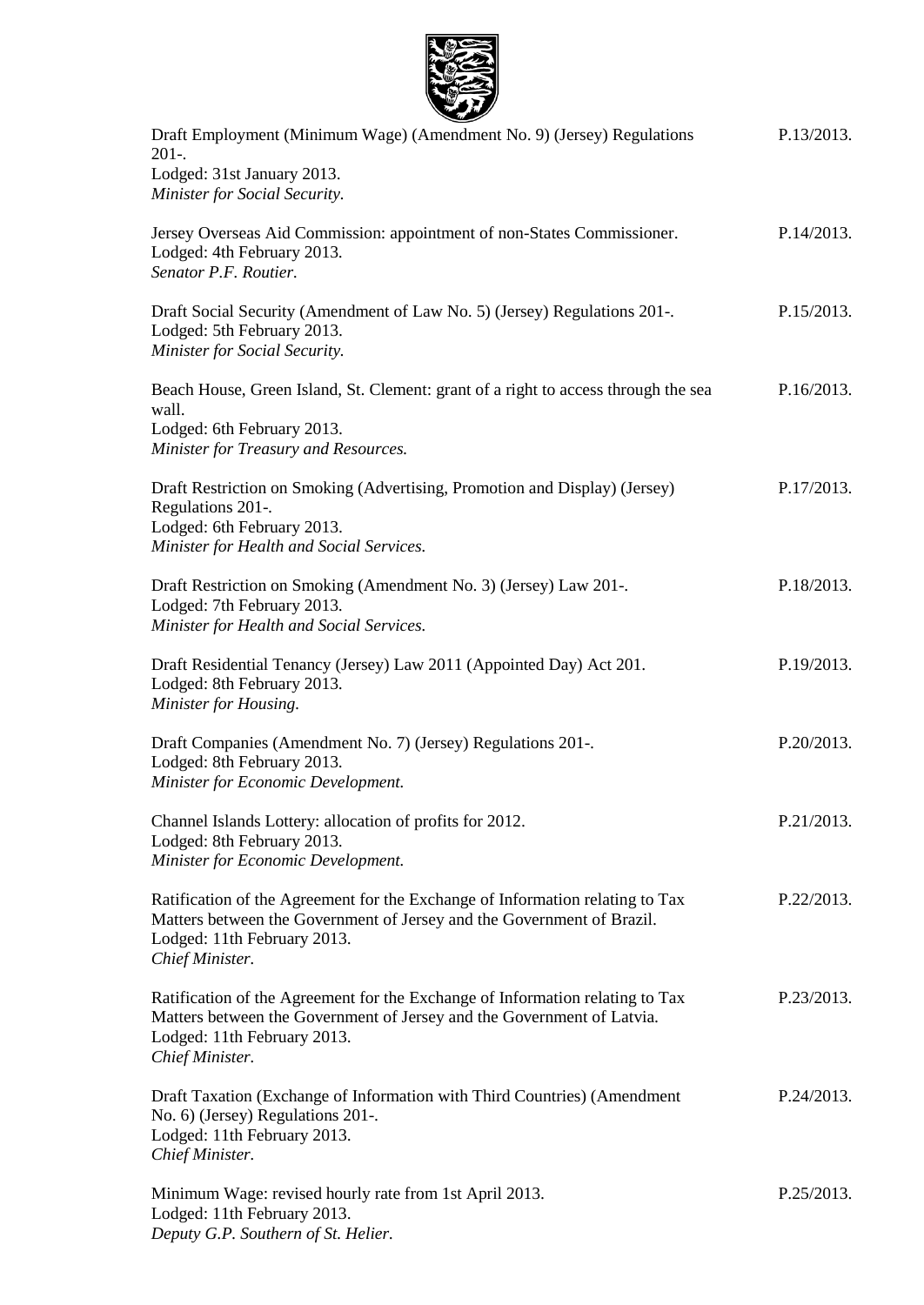Draft Employment (Minimum Wage) (Amendment No. 9) (Jersey) Regulations 201-.
Lodged: 31st January 2013.
*Minister for Social Security.*

P.13/2013.

Jersey Overseas Aid Commission: appointment of non-States Commissioner.
Lodged: 4th February 2013.
*Senator P.F. Routier.*

P.14/2013.

Draft Social Security (Amendment of Law No. 5) (Jersey) Regulations 201-.
Lodged: 5th February 2013.
*Minister for Social Security.*

P.15/2013.

Beach House, Green Island, St. Clement: grant of a right to access through the sea wall.
Lodged: 6th February 2013.
*Minister for Treasury and Resources.*

P.16/2013.

Draft Restriction on Smoking (Advertising, Promotion and Display) (Jersey) Regulations 201-.
Lodged: 6th February 2013.
*Minister for Health and Social Services.*

P.17/2013.

Draft Restriction on Smoking (Amendment No. 3) (Jersey) Law 201-.
Lodged: 7th February 2013.
*Minister for Health and Social Services.*

P.18/2013.

Draft Residential Tenancy (Jersey) Law 2011 (Appointed Day) Act 201.
Lodged: 8th February 2013.
*Minister for Housing.*

P.19/2013.

Draft Companies (Amendment No. 7) (Jersey) Regulations 201-.
Lodged: 8th February 2013.
*Minister for Economic Development.*

P.20/2013.

Channel Islands Lottery: allocation of profits for 2012.
Lodged: 8th February 2013.
*Minister for Economic Development.*

P.21/2013.

Ratification of the Agreement for the Exchange of Information relating to Tax Matters between the Government of Jersey and the Government of Brazil.
Lodged: 11th February 2013.
*Chief Minister.*

P.22/2013.

Ratification of the Agreement for the Exchange of Information relating to Tax Matters between the Government of Jersey and the Government of Latvia.
Lodged: 11th February 2013.
*Chief Minister.*

P.23/2013.

Draft Taxation (Exchange of Information with Third Countries) (Amendment No. 6) (Jersey) Regulations 201-.
Lodged: 11th February 2013.
*Chief Minister.*

P.24/2013.

Minimum Wage: revised hourly rate from 1st April 2013.
Lodged: 11th February 2013.
*Deputy G.P. Southern of St. Helier.*

P.25/2013.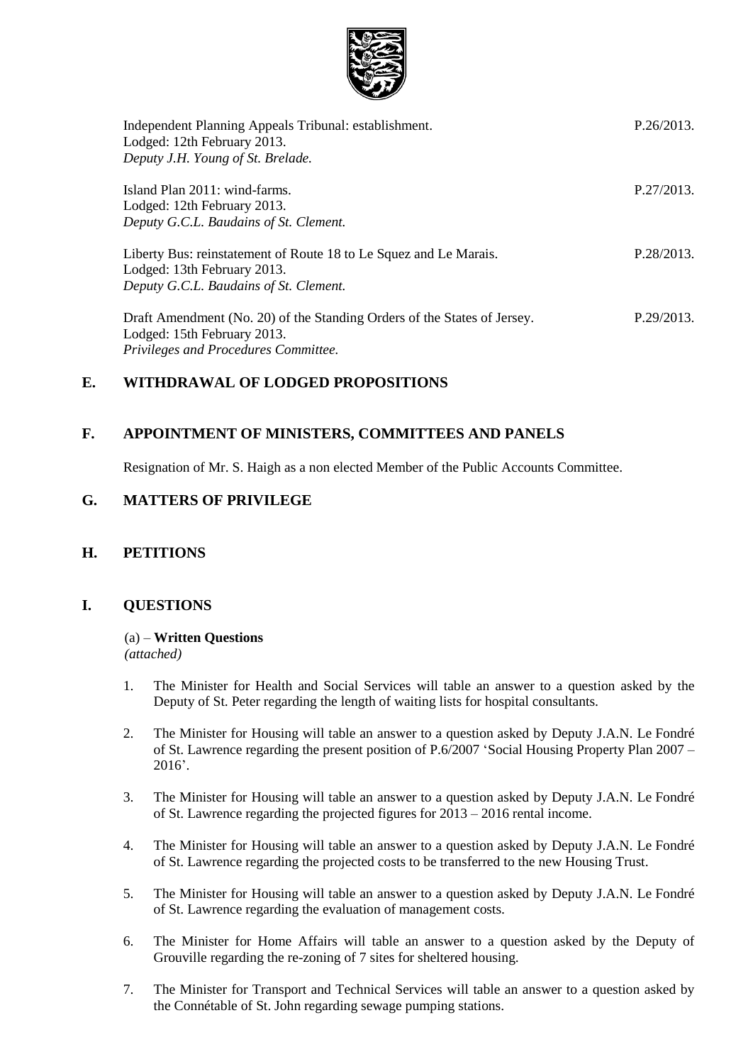Independent Planning Appeals Tribunal: establishment. P.26/2013.
Lodged: 12th February 2013.
*Deputy J.H. Young of St. Brelade.*

Island Plan 2011: wind-farms. P.27/2013.
Lodged: 12th February 2013.
*Deputy G.C.L. Baudains of St. Clement.*

Liberty Bus: reinstatement of Route 18 to Le Squez and Le Marais. P.28/2013.
Lodged: 13th February 2013.
*Deputy G.C.L. Baudains of St. Clement.*

Draft Amendment (No. 20) of the Standing Orders of the States of Jersey. P.29/2013.
Lodged: 15th February 2013.
*Privileges and Procedures Committee.*

## E. WITHDRAWAL OF LODGED PROPOSITIONS

## F. APPOINTMENT OF MINISTERS, COMMITTEES AND PANELS

Resignation of Mr. S. Haigh as a non elected Member of the Public Accounts Committee.

## G. MATTERS OF PRIVILEGE

## H. PETITIONS

## I. QUESTIONS

(a) – **Written Questions**
*(attached)*

1. The Minister for Health and Social Services will table an answer to a question asked by the Deputy of St. Peter regarding the length of waiting lists for hospital consultants.

2. The Minister for Housing will table an answer to a question asked by Deputy J.A.N. Le Fondré of St. Lawrence regarding the present position of P.6/2007 'Social Housing Property Plan 2007 – 2016'.

3. The Minister for Housing will table an answer to a question asked by Deputy J.A.N. Le Fondré of St. Lawrence regarding the projected figures for 2013 – 2016 rental income.

4. The Minister for Housing will table an answer to a question asked by Deputy J.A.N. Le Fondré of St. Lawrence regarding the projected costs to be transferred to the new Housing Trust.

5. The Minister for Housing will table an answer to a question asked by Deputy J.A.N. Le Fondré of St. Lawrence regarding the evaluation of management costs.

6. The Minister for Home Affairs will table an answer to a question asked by the Deputy of Grouville regarding the re-zoning of 7 sites for sheltered housing.

7. The Minister for Transport and Technical Services will table an answer to a question asked by the Connétable of St. John regarding sewage pumping stations.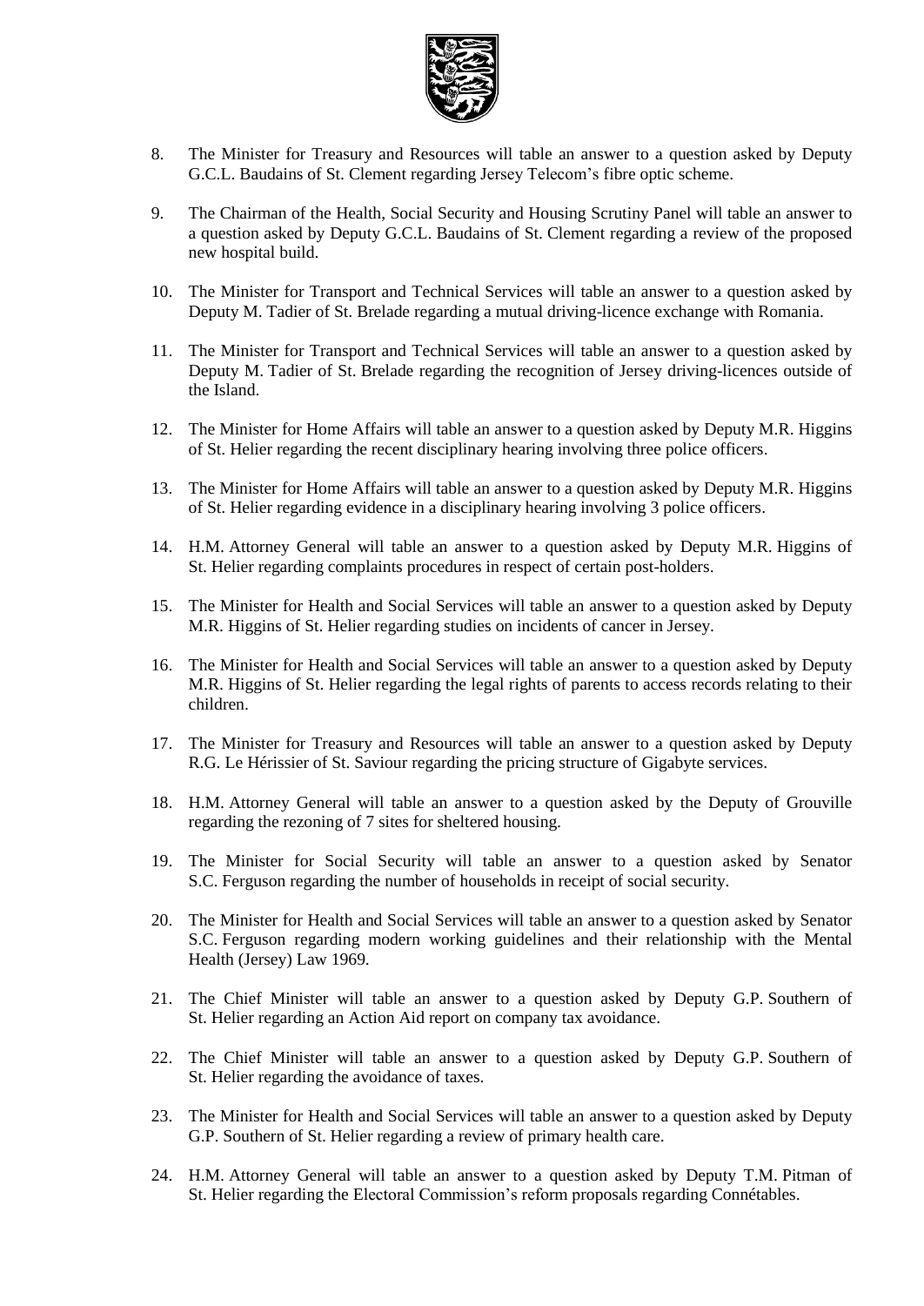8. The Minister for Treasury and Resources will table an answer to a question asked by Deputy G.C.L. Baudains of St. Clement regarding Jersey Telecom's fibre optic scheme.

9. The Chairman of the Health, Social Security and Housing Scrutiny Panel will table an answer to a question asked by Deputy G.C.L. Baudains of St. Clement regarding a review of the proposed new hospital build.

10. The Minister for Transport and Technical Services will table an answer to a question asked by Deputy M. Tadier of St. Brelade regarding a mutual driving-licence exchange with Romania.

11. The Minister for Transport and Technical Services will table an answer to a question asked by Deputy M. Tadier of St. Brelade regarding the recognition of Jersey driving-licences outside of the Island.

12. The Minister for Home Affairs will table an answer to a question asked by Deputy M.R. Higgins of St. Helier regarding the recent disciplinary hearing involving three police officers.

13. The Minister for Home Affairs will table an answer to a question asked by Deputy M.R. Higgins of St. Helier regarding evidence in a disciplinary hearing involving 3 police officers.

14. H.M. Attorney General will table an answer to a question asked by Deputy M.R. Higgins of St. Helier regarding complaints procedures in respect of certain post-holders.

15. The Minister for Health and Social Services will table an answer to a question asked by Deputy M.R. Higgins of St. Helier regarding studies on incidents of cancer in Jersey.

16. The Minister for Health and Social Services will table an answer to a question asked by Deputy M.R. Higgins of St. Helier regarding the legal rights of parents to access records relating to their children.

17. The Minister for Treasury and Resources will table an answer to a question asked by Deputy R.G. Le Hérissier of St. Saviour regarding the pricing structure of Gigabyte services.

18. H.M. Attorney General will table an answer to a question asked by the Deputy of Grouville regarding the rezoning of 7 sites for sheltered housing.

19. The Minister for Social Security will table an answer to a question asked by Senator S.C. Ferguson regarding the number of households in receipt of social security.

20. The Minister for Health and Social Services will table an answer to a question asked by Senator S.C. Ferguson regarding modern working guidelines and their relationship with the Mental Health (Jersey) Law 1969.

21. The Chief Minister will table an answer to a question asked by Deputy G.P. Southern of St. Helier regarding an Action Aid report on company tax avoidance.

22. The Chief Minister will table an answer to a question asked by Deputy G.P. Southern of St. Helier regarding the avoidance of taxes.

23. The Minister for Health and Social Services will table an answer to a question asked by Deputy G.P. Southern of St. Helier regarding a review of primary health care.

24. H.M. Attorney General will table an answer to a question asked by Deputy T.M. Pitman of St. Helier regarding the Electoral Commission's reform proposals regarding Connétables.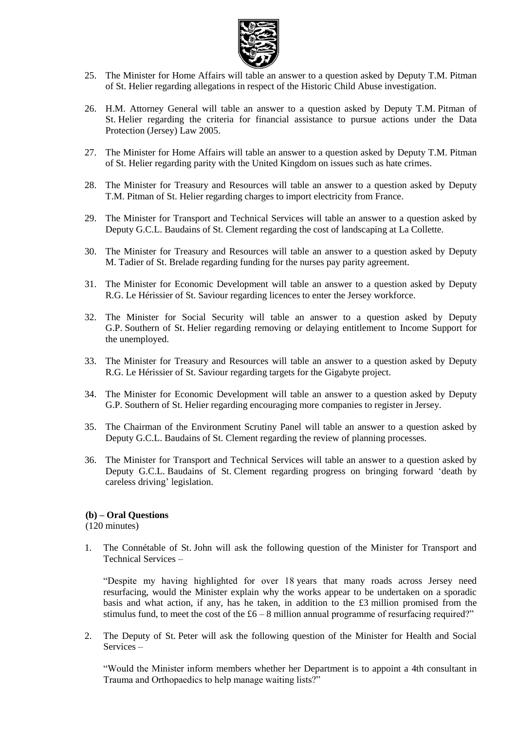25. The Minister for Home Affairs will table an answer to a question asked by Deputy T.M. Pitman of St. Helier regarding allegations in respect of the Historic Child Abuse investigation.

26. H.M. Attorney General will table an answer to a question asked by Deputy T.M. Pitman of St. Helier regarding the criteria for financial assistance to pursue actions under the Data Protection (Jersey) Law 2005.

27. The Minister for Home Affairs will table an answer to a question asked by Deputy T.M. Pitman of St. Helier regarding parity with the United Kingdom on issues such as hate crimes.

28. The Minister for Treasury and Resources will table an answer to a question asked by Deputy T.M. Pitman of St. Helier regarding charges to import electricity from France.

29. The Minister for Transport and Technical Services will table an answer to a question asked by Deputy G.C.L. Baudains of St. Clement regarding the cost of landscaping at La Collette.

30. The Minister for Treasury and Resources will table an answer to a question asked by Deputy M. Tadier of St. Brelade regarding funding for the nurses pay parity agreement.

31. The Minister for Economic Development will table an answer to a question asked by Deputy R.G. Le Hérissier of St. Saviour regarding licences to enter the Jersey workforce.

32. The Minister for Social Security will table an answer to a question asked by Deputy G.P. Southern of St. Helier regarding removing or delaying entitlement to Income Support for the unemployed.

33. The Minister for Treasury and Resources will table an answer to a question asked by Deputy R.G. Le Hérissier of St. Saviour regarding targets for the Gigabyte project.

34. The Minister for Economic Development will table an answer to a question asked by Deputy G.P. Southern of St. Helier regarding encouraging more companies to register in Jersey.

35. The Chairman of the Environment Scrutiny Panel will table an answer to a question asked by Deputy G.C.L. Baudains of St. Clement regarding the review of planning processes.

36. The Minister for Transport and Technical Services will table an answer to a question asked by Deputy G.C.L. Baudains of St. Clement regarding progress on bringing forward 'death by careless driving' legislation.

**(b) – Oral Questions**
(120 minutes)

1. The Connétable of St. John will ask the following question of the Minister for Transport and Technical Services –

   "Despite my having highlighted for over 18 years that many roads across Jersey need resurfacing, would the Minister explain why the works appear to be undertaken on a sporadic basis and what action, if any, has he taken, in addition to the £3 million promised from the stimulus fund, to meet the cost of the £6 – 8 million annual programme of resurfacing required?"

2. The Deputy of St. Peter will ask the following question of the Minister for Health and Social Services –

   "Would the Minister inform members whether her Department is to appoint a 4th consultant in Trauma and Orthopaedics to help manage waiting lists?"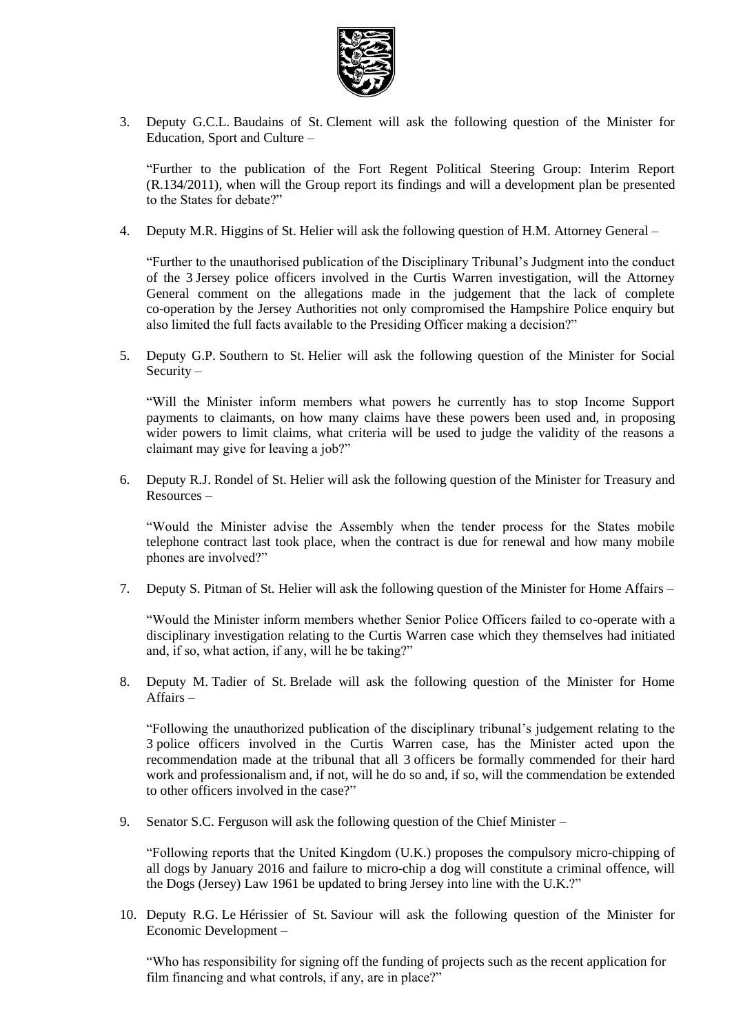3. Deputy G.C.L. Baudains of St. Clement will ask the following question of the Minister for Education, Sport and Culture –

   "Further to the publication of the Fort Regent Political Steering Group: Interim Report (R.134/2011), when will the Group report its findings and will a development plan be presented to the States for debate?"

4. Deputy M.R. Higgins of St. Helier will ask the following question of H.M. Attorney General –

   "Further to the unauthorised publication of the Disciplinary Tribunal's Judgment into the conduct of the 3 Jersey police officers involved in the Curtis Warren investigation, will the Attorney General comment on the allegations made in the judgement that the lack of complete co-operation by the Jersey Authorities not only compromised the Hampshire Police enquiry but also limited the full facts available to the Presiding Officer making a decision?"

5. Deputy G.P. Southern to St. Helier will ask the following question of the Minister for Social Security –

   "Will the Minister inform members what powers he currently has to stop Income Support payments to claimants, on how many claims have these powers been used and, in proposing wider powers to limit claims, what criteria will be used to judge the validity of the reasons a claimant may give for leaving a job?"

6. Deputy R.J. Rondel of St. Helier will ask the following question of the Minister for Treasury and Resources –

   "Would the Minister advise the Assembly when the tender process for the States mobile telephone contract last took place, when the contract is due for renewal and how many mobile phones are involved?"

7. Deputy S. Pitman of St. Helier will ask the following question of the Minister for Home Affairs –

   "Would the Minister inform members whether Senior Police Officers failed to co-operate with a disciplinary investigation relating to the Curtis Warren case which they themselves had initiated and, if so, what action, if any, will he be taking?"

8. Deputy M. Tadier of St. Brelade will ask the following question of the Minister for Home Affairs –

   "Following the unauthorized publication of the disciplinary tribunal's judgement relating to the 3 police officers involved in the Curtis Warren case, has the Minister acted upon the recommendation made at the tribunal that all 3 officers be formally commended for their hard work and professionalism and, if not, will he do so and, if so, will the commendation be extended to other officers involved in the case?"

9. Senator S.C. Ferguson will ask the following question of the Chief Minister –

   "Following reports that the United Kingdom (U.K.) proposes the compulsory micro-chipping of all dogs by January 2016 and failure to micro-chip a dog will constitute a criminal offence, will the Dogs (Jersey) Law 1961 be updated to bring Jersey into line with the U.K.?"

10. Deputy R.G. Le Hérissier of St. Saviour will ask the following question of the Minister for Economic Development –

    "Who has responsibility for signing off the funding of projects such as the recent application for film financing and what controls, if any, are in place?"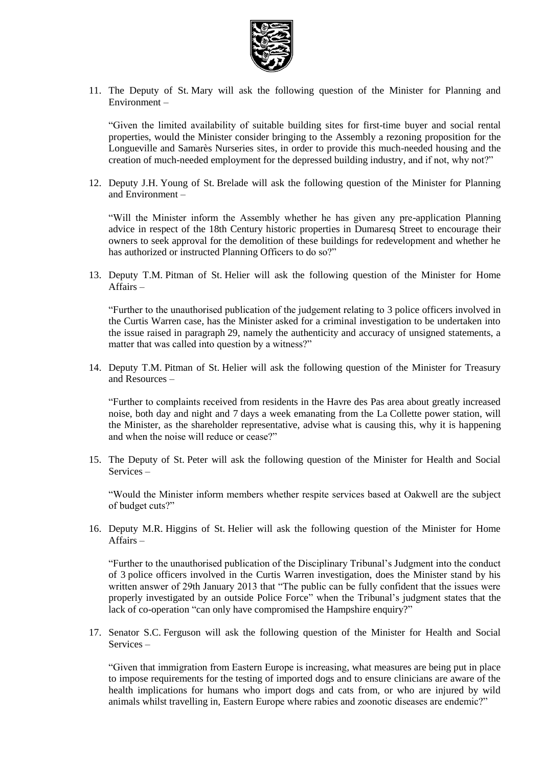11. The Deputy of St. Mary will ask the following question of the Minister for Planning and Environment –

    "Given the limited availability of suitable building sites for first-time buyer and social rental properties, would the Minister consider bringing to the Assembly a rezoning proposition for the Longueville and Samarès Nurseries sites, in order to provide this much-needed housing and the creation of much-needed employment for the depressed building industry, and if not, why not?"

12. Deputy J.H. Young of St. Brelade will ask the following question of the Minister for Planning and Environment –

    "Will the Minister inform the Assembly whether he has given any pre-application Planning advice in respect of the 18th Century historic properties in Dumaresq Street to encourage their owners to seek approval for the demolition of these buildings for redevelopment and whether he has authorized or instructed Planning Officers to do so?"

13. Deputy T.M. Pitman of St. Helier will ask the following question of the Minister for Home Affairs –

    "Further to the unauthorised publication of the judgement relating to 3 police officers involved in the Curtis Warren case, has the Minister asked for a criminal investigation to be undertaken into the issue raised in paragraph 29, namely the authenticity and accuracy of unsigned statements, a matter that was called into question by a witness?"

14. Deputy T.M. Pitman of St. Helier will ask the following question of the Minister for Treasury and Resources –

    "Further to complaints received from residents in the Havre des Pas area about greatly increased noise, both day and night and 7 days a week emanating from the La Collette power station, will the Minister, as the shareholder representative, advise what is causing this, why it is happening and when the noise will reduce or cease?"

15. The Deputy of St. Peter will ask the following question of the Minister for Health and Social Services –

    "Would the Minister inform members whether respite services based at Oakwell are the subject of budget cuts?"

16. Deputy M.R. Higgins of St. Helier will ask the following question of the Minister for Home Affairs –

    "Further to the unauthorised publication of the Disciplinary Tribunal's Judgment into the conduct of 3 police officers involved in the Curtis Warren investigation, does the Minister stand by his written answer of 29th January 2013 that "The public can be fully confident that the issues were properly investigated by an outside Police Force" when the Tribunal's judgment states that the lack of co-operation "can only have compromised the Hampshire enquiry?"

17. Senator S.C. Ferguson will ask the following question of the Minister for Health and Social Services –

    "Given that immigration from Eastern Europe is increasing, what measures are being put in place to impose requirements for the testing of imported dogs and to ensure clinicians are aware of the health implications for humans who import dogs and cats from, or who are injured by wild animals whilst travelling in, Eastern Europe where rabies and zoonotic diseases are endemic?"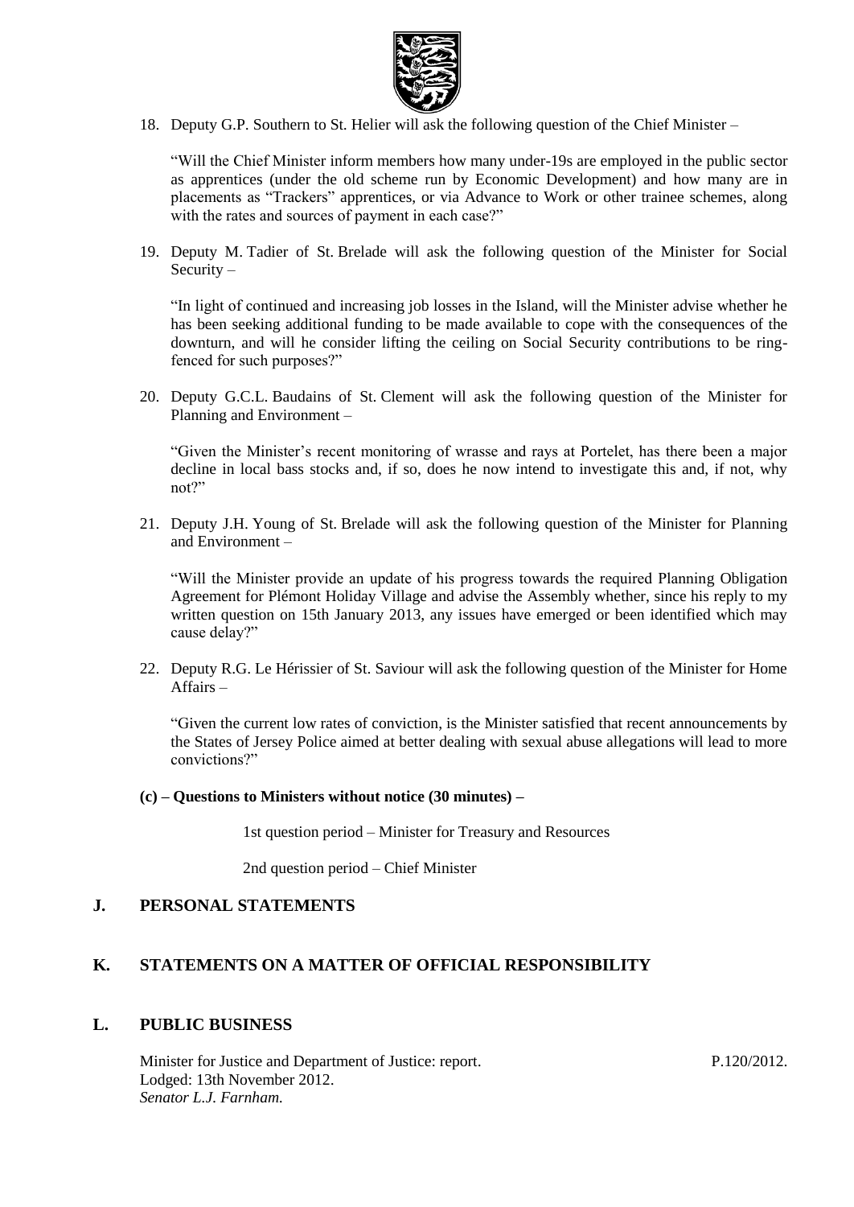18. Deputy G.P. Southern to St. Helier will ask the following question of the Chief Minister –

    "Will the Chief Minister inform members how many under-19s are employed in the public sector as apprentices (under the old scheme run by Economic Development) and how many are in placements as "Trackers" apprentices, or via Advance to Work or other trainee schemes, along with the rates and sources of payment in each case?"

19. Deputy M. Tadier of St. Brelade will ask the following question of the Minister for Social Security –

    "In light of continued and increasing job losses in the Island, will the Minister advise whether he has been seeking additional funding to be made available to cope with the consequences of the downturn, and will he consider lifting the ceiling on Social Security contributions to be ring-fenced for such purposes?"

20. Deputy G.C.L. Baudains of St. Clement will ask the following question of the Minister for Planning and Environment –

    "Given the Minister's recent monitoring of wrasse and rays at Portelet, has there been a major decline in local bass stocks and, if so, does he now intend to investigate this and, if not, why not?"

21. Deputy J.H. Young of St. Brelade will ask the following question of the Minister for Planning and Environment –

    "Will the Minister provide an update of his progress towards the required Planning Obligation Agreement for Plémont Holiday Village and advise the Assembly whether, since his reply to my written question on 15th January 2013, any issues have emerged or been identified which may cause delay?"

22. Deputy R.G. Le Hérissier of St. Saviour will ask the following question of the Minister for Home Affairs –

    "Given the current low rates of conviction, is the Minister satisfied that recent announcements by the States of Jersey Police aimed at better dealing with sexual abuse allegations will lead to more convictions?"

**(c) – Questions to Ministers without notice (30 minutes) –**

1st question period – Minister for Treasury and Resources

2nd question period – Chief Minister

## J. PERSONAL STATEMENTS

## K. STATEMENTS ON A MATTER OF OFFICIAL RESPONSIBILITY

## L. PUBLIC BUSINESS

Minister for Justice and Department of Justice: report. P.120/2012.
Lodged: 13th November 2012.
*Senator L.J. Farnham.*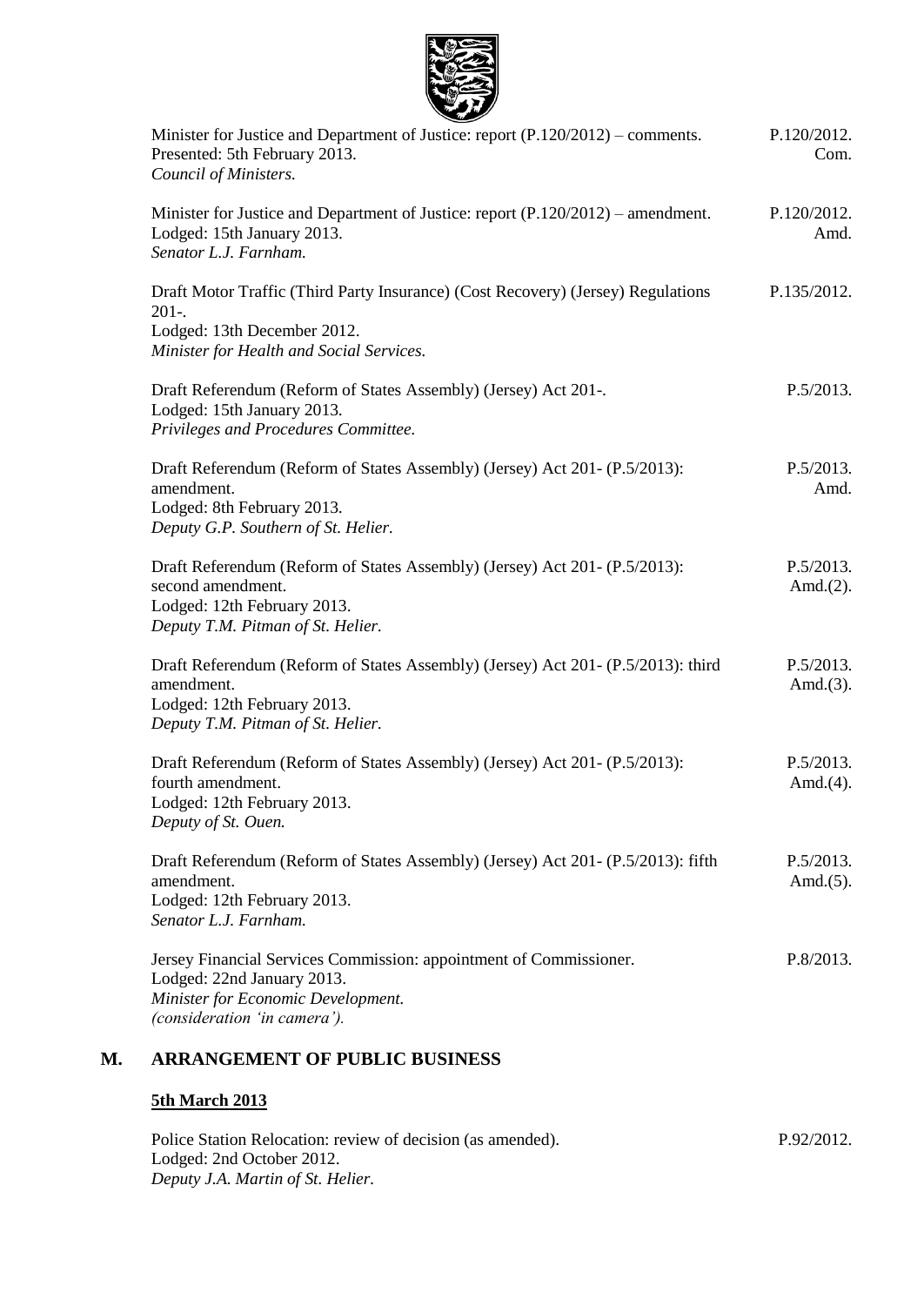Minister for Justice and Department of Justice: report (P.120/2012) – comments. Presented: 5th February 2013. *Council of Ministers.* — P.120/2012. Com.

Minister for Justice and Department of Justice: report (P.120/2012) – amendment. Lodged: 15th January 2013. *Senator L.J. Farnham.* — P.120/2012. Amd.

Draft Motor Traffic (Third Party Insurance) (Cost Recovery) (Jersey) Regulations 201-. Lodged: 13th December 2012. *Minister for Health and Social Services.* — P.135/2012.

Draft Referendum (Reform of States Assembly) (Jersey) Act 201-. Lodged: 15th January 2013. *Privileges and Procedures Committee.* — P.5/2013.

Draft Referendum (Reform of States Assembly) (Jersey) Act 201- (P.5/2013): amendment. Lodged: 8th February 2013. *Deputy G.P. Southern of St. Helier.* — P.5/2013. Amd.

Draft Referendum (Reform of States Assembly) (Jersey) Act 201- (P.5/2013): second amendment. Lodged: 12th February 2013. *Deputy T.M. Pitman of St. Helier.* — P.5/2013. Amd.(2).

Draft Referendum (Reform of States Assembly) (Jersey) Act 201- (P.5/2013): third amendment. Lodged: 12th February 2013. *Deputy T.M. Pitman of St. Helier.* — P.5/2013. Amd.(3).

Draft Referendum (Reform of States Assembly) (Jersey) Act 201- (P.5/2013): fourth amendment. Lodged: 12th February 2013. *Deputy of St. Ouen.* — P.5/2013. Amd.(4).

Draft Referendum (Reform of States Assembly) (Jersey) Act 201- (P.5/2013): fifth amendment. Lodged: 12th February 2013. *Senator L.J. Farnham.* — P.5/2013. Amd.(5).

Jersey Financial Services Commission: appointment of Commissioner. Lodged: 22nd January 2013. *Minister for Economic Development.* *(consideration 'in camera').* — P.8/2013.

## M. ARRANGEMENT OF PUBLIC BUSINESS

**5th March 2013**

Police Station Relocation: review of decision (as amended). Lodged: 2nd October 2012. *Deputy J.A. Martin of St. Helier.* — P.92/2012.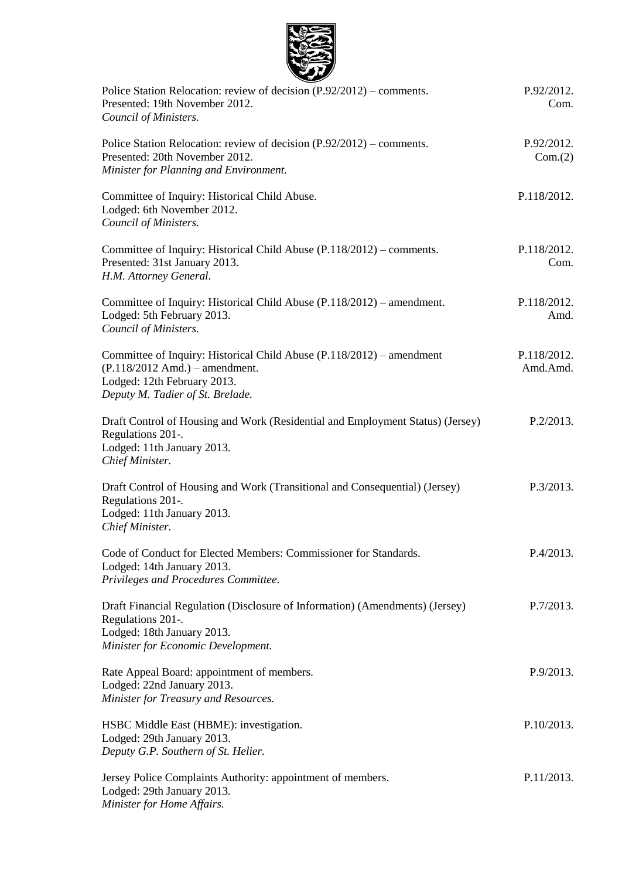Police Station Relocation: review of decision (P.92/2012) – comments.
Presented: 19th November 2012.
*Council of Ministers.*

P.92/2012. Com.

Police Station Relocation: review of decision (P.92/2012) – comments.
Presented: 20th November 2012.
*Minister for Planning and Environment.*

P.92/2012. Com.(2)

Committee of Inquiry: Historical Child Abuse.
Lodged: 6th November 2012.
*Council of Ministers.*

P.118/2012.

Committee of Inquiry: Historical Child Abuse (P.118/2012) – comments.
Presented: 31st January 2013.
*H.M. Attorney General.*

P.118/2012. Com.

Committee of Inquiry: Historical Child Abuse (P.118/2012) – amendment.
Lodged: 5th February 2013.
*Council of Ministers.*

P.118/2012. Amd.

Committee of Inquiry: Historical Child Abuse (P.118/2012) – amendment (P.118/2012 Amd.) – amendment.
Lodged: 12th February 2013.
*Deputy M. Tadier of St. Brelade.*

P.118/2012. Amd.Amd.

Draft Control of Housing and Work (Residential and Employment Status) (Jersey) Regulations 201-.
Lodged: 11th January 2013.
*Chief Minister.*

P.2/2013.

Draft Control of Housing and Work (Transitional and Consequential) (Jersey) Regulations 201-.
Lodged: 11th January 2013.
*Chief Minister.*

P.3/2013.

Code of Conduct for Elected Members: Commissioner for Standards.
Lodged: 14th January 2013.
*Privileges and Procedures Committee.*

P.4/2013.

Draft Financial Regulation (Disclosure of Information) (Amendments) (Jersey) Regulations 201-.
Lodged: 18th January 2013.
*Minister for Economic Development.*

P.7/2013.

Rate Appeal Board: appointment of members.
Lodged: 22nd January 2013.
*Minister for Treasury and Resources.*

P.9/2013.

HSBC Middle East (HBME): investigation.
Lodged: 29th January 2013.
*Deputy G.P. Southern of St. Helier.*

P.10/2013.

Jersey Police Complaints Authority: appointment of members.
Lodged: 29th January 2013.
*Minister for Home Affairs.*

P.11/2013.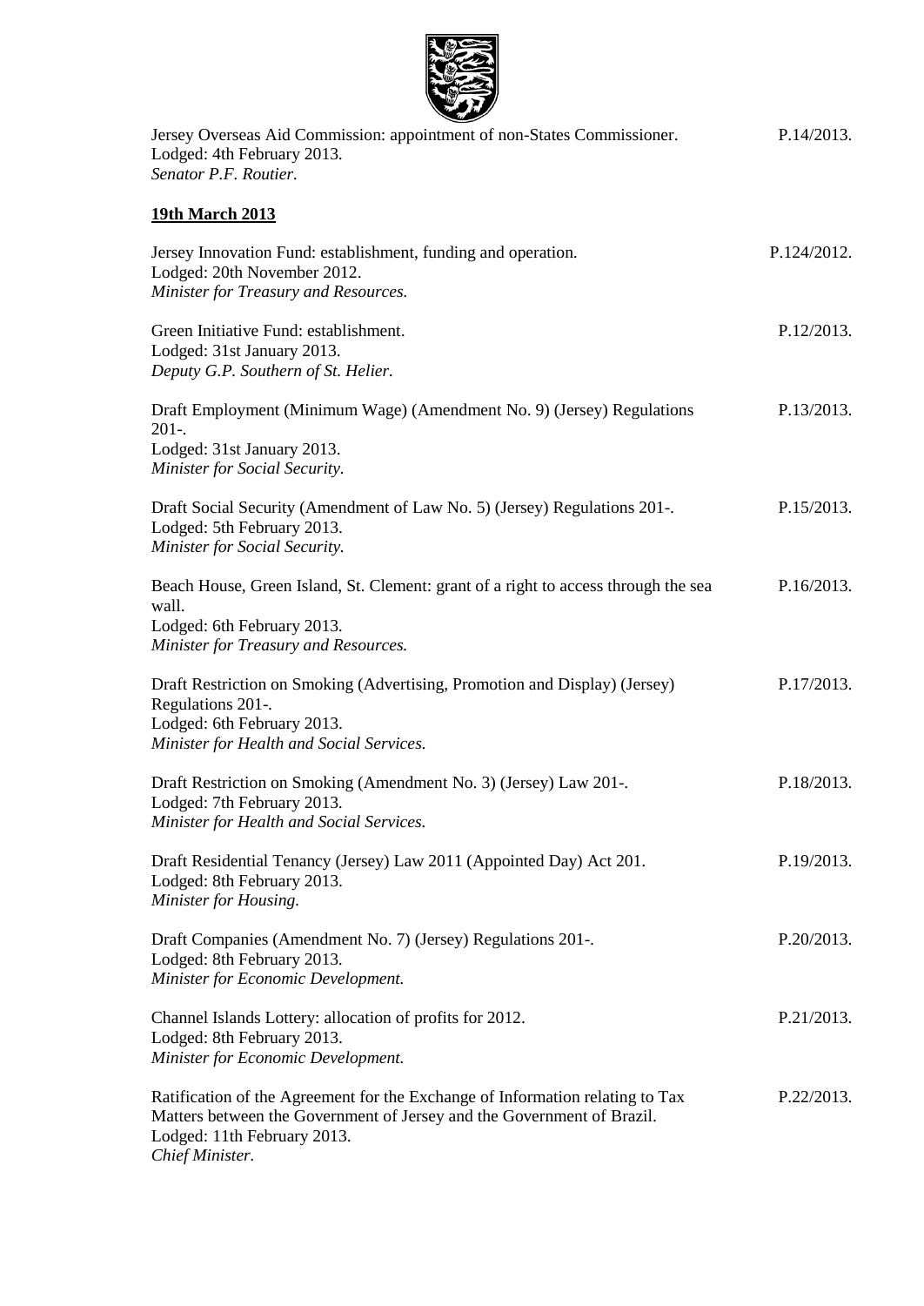Jersey Overseas Aid Commission: appointment of non-States Commissioner. P.14/2013.
Lodged: 4th February 2013.
*Senator P.F. Routier.*

**19th March 2013**

Jersey Innovation Fund: establishment, funding and operation. P.124/2012.
Lodged: 20th November 2012.
*Minister for Treasury and Resources.*

Green Initiative Fund: establishment. P.12/2013.
Lodged: 31st January 2013.
*Deputy G.P. Southern of St. Helier.*

Draft Employment (Minimum Wage) (Amendment No. 9) (Jersey) Regulations 201-. P.13/2013.
Lodged: 31st January 2013.
*Minister for Social Security.*

Draft Social Security (Amendment of Law No. 5) (Jersey) Regulations 201-. P.15/2013.
Lodged: 5th February 2013.
*Minister for Social Security.*

Beach House, Green Island, St. Clement: grant of a right to access through the sea wall. P.16/2013.
Lodged: 6th February 2013.
*Minister for Treasury and Resources.*

Draft Restriction on Smoking (Advertising, Promotion and Display) (Jersey) Regulations 201-. P.17/2013.
Lodged: 6th February 2013.
*Minister for Health and Social Services.*

Draft Restriction on Smoking (Amendment No. 3) (Jersey) Law 201-. P.18/2013.
Lodged: 7th February 2013.
*Minister for Health and Social Services.*

Draft Residential Tenancy (Jersey) Law 2011 (Appointed Day) Act 201. P.19/2013.
Lodged: 8th February 2013.
*Minister for Housing.*

Draft Companies (Amendment No. 7) (Jersey) Regulations 201-. P.20/2013.
Lodged: 8th February 2013.
*Minister for Economic Development.*

Channel Islands Lottery: allocation of profits for 2012. P.21/2013.
Lodged: 8th February 2013.
*Minister for Economic Development.*

Ratification of the Agreement for the Exchange of Information relating to Tax Matters between the Government of Jersey and the Government of Brazil. P.22/2013.
Lodged: 11th February 2013.
*Chief Minister.*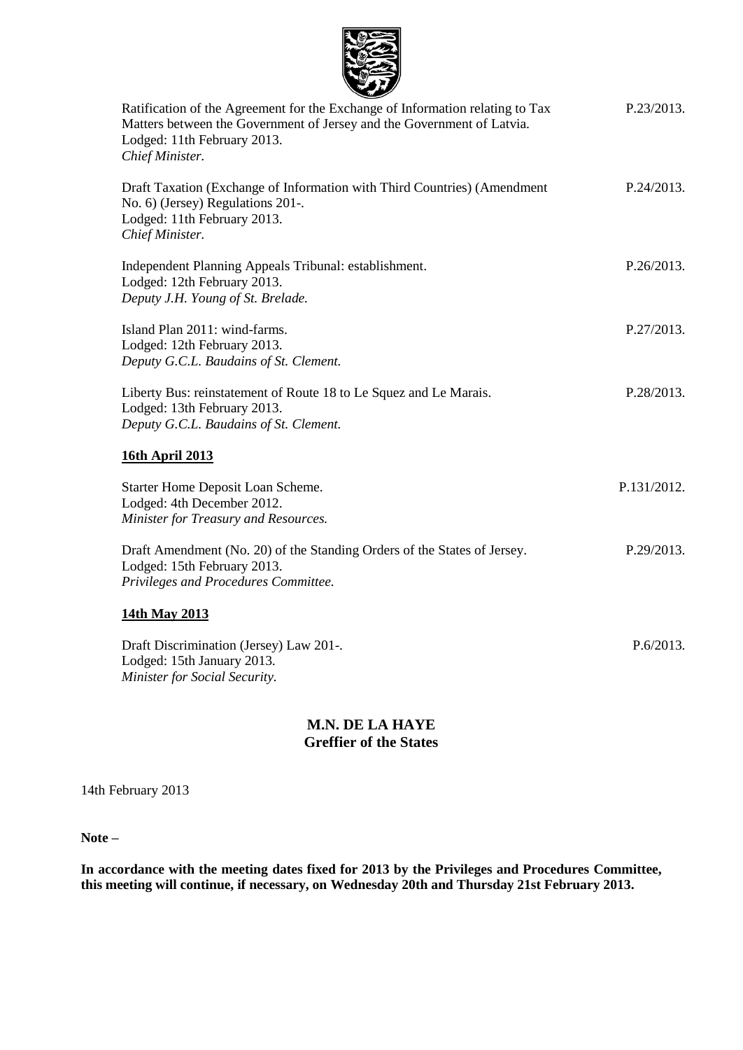Ratification of the Agreement for the Exchange of Information relating to Tax Matters between the Government of Jersey and the Government of Latvia. P.23/2013.
Lodged: 11th February 2013.
*Chief Minister.*

Draft Taxation (Exchange of Information with Third Countries) (Amendment No. 6) (Jersey) Regulations 201-. P.24/2013.
Lodged: 11th February 2013.
*Chief Minister.*

Independent Planning Appeals Tribunal: establishment. P.26/2013.
Lodged: 12th February 2013.
*Deputy J.H. Young of St. Brelade.*

Island Plan 2011: wind-farms. P.27/2013.
Lodged: 12th February 2013.
*Deputy G.C.L. Baudains of St. Clement.*

Liberty Bus: reinstatement of Route 18 to Le Squez and Le Marais. P.28/2013.
Lodged: 13th February 2013.
*Deputy G.C.L. Baudains of St. Clement.*

**16th April 2013**

Starter Home Deposit Loan Scheme. P.131/2012.
Lodged: 4th December 2012.
*Minister for Treasury and Resources.*

Draft Amendment (No. 20) of the Standing Orders of the States of Jersey. P.29/2013.
Lodged: 15th February 2013.
*Privileges and Procedures Committee.*

**14th May 2013**

Draft Discrimination (Jersey) Law 201-. P.6/2013.
Lodged: 15th January 2013.
*Minister for Social Security.*

**M.N. DE LA HAYE**
**Greffier of the States**

14th February 2013

**Note –**

**In accordance with the meeting dates fixed for 2013 by the Privileges and Procedures Committee, this meeting will continue, if necessary, on Wednesday 20th and Thursday 21st February 2013.**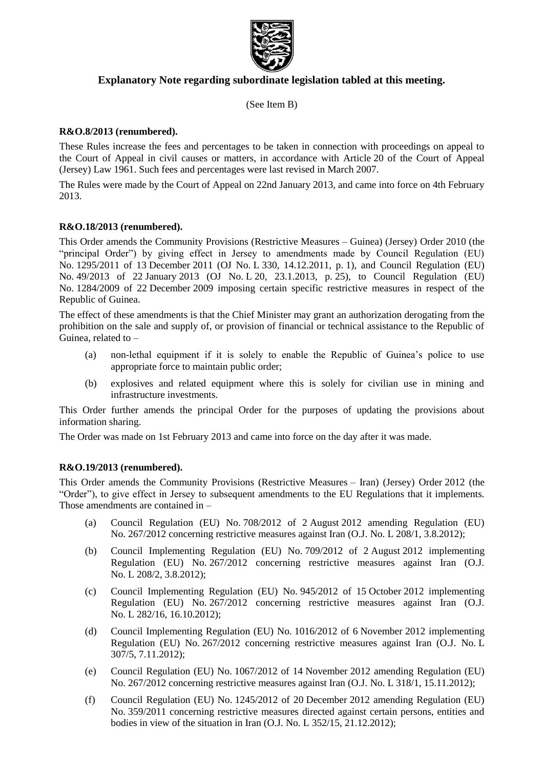## Explanatory Note regarding subordinate legislation tabled at this meeting.

(See Item B)

**R&O.8/2013 (renumbered).**

These Rules increase the fees and percentages to be taken in connection with proceedings on appeal to the Court of Appeal in civil causes or matters, in accordance with Article 20 of the Court of Appeal (Jersey) Law 1961. Such fees and percentages were last revised in March 2007.

The Rules were made by the Court of Appeal on 22nd January 2013, and came into force on 4th February 2013.

**R&O.18/2013 (renumbered).**

This Order amends the Community Provisions (Restrictive Measures – Guinea) (Jersey) Order 2010 (the "principal Order") by giving effect in Jersey to amendments made by Council Regulation (EU) No. 1295/2011 of 13 December 2011 (OJ No. L 330, 14.12.2011, p. 1), and Council Regulation (EU) No. 49/2013 of 22 January 2013 (OJ No. L 20, 23.1.2013, p. 25), to Council Regulation (EU) No. 1284/2009 of 22 December 2009 imposing certain specific restrictive measures in respect of the Republic of Guinea.

The effect of these amendments is that the Chief Minister may grant an authorization derogating from the prohibition on the sale and supply of, or provision of financial or technical assistance to the Republic of Guinea, related to –

(a) non-lethal equipment if it is solely to enable the Republic of Guinea's police to use appropriate force to maintain public order;

(b) explosives and related equipment where this is solely for civilian use in mining and infrastructure investments.

This Order further amends the principal Order for the purposes of updating the provisions about information sharing.

The Order was made on 1st February 2013 and came into force on the day after it was made.

**R&O.19/2013 (renumbered).**

This Order amends the Community Provisions (Restrictive Measures – Iran) (Jersey) Order 2012 (the "Order"), to give effect in Jersey to subsequent amendments to the EU Regulations that it implements. Those amendments are contained in –

(a) Council Regulation (EU) No. 708/2012 of 2 August 2012 amending Regulation (EU) No. 267/2012 concerning restrictive measures against Iran (O.J. No. L 208/1, 3.8.2012);

(b) Council Implementing Regulation (EU) No. 709/2012 of 2 August 2012 implementing Regulation (EU) No. 267/2012 concerning restrictive measures against Iran (O.J. No. L 208/2, 3.8.2012);

(c) Council Implementing Regulation (EU) No. 945/2012 of 15 October 2012 implementing Regulation (EU) No. 267/2012 concerning restrictive measures against Iran (O.J. No. L 282/16, 16.10.2012);

(d) Council Implementing Regulation (EU) No. 1016/2012 of 6 November 2012 implementing Regulation (EU) No. 267/2012 concerning restrictive measures against Iran (O.J. No. L 307/5, 7.11.2012);

(e) Council Regulation (EU) No. 1067/2012 of 14 November 2012 amending Regulation (EU) No. 267/2012 concerning restrictive measures against Iran (O.J. No. L 318/1, 15.11.2012);

(f) Council Regulation (EU) No. 1245/2012 of 20 December 2012 amending Regulation (EU) No. 359/2011 concerning restrictive measures directed against certain persons, entities and bodies in view of the situation in Iran (O.J. No. L 352/15, 21.12.2012);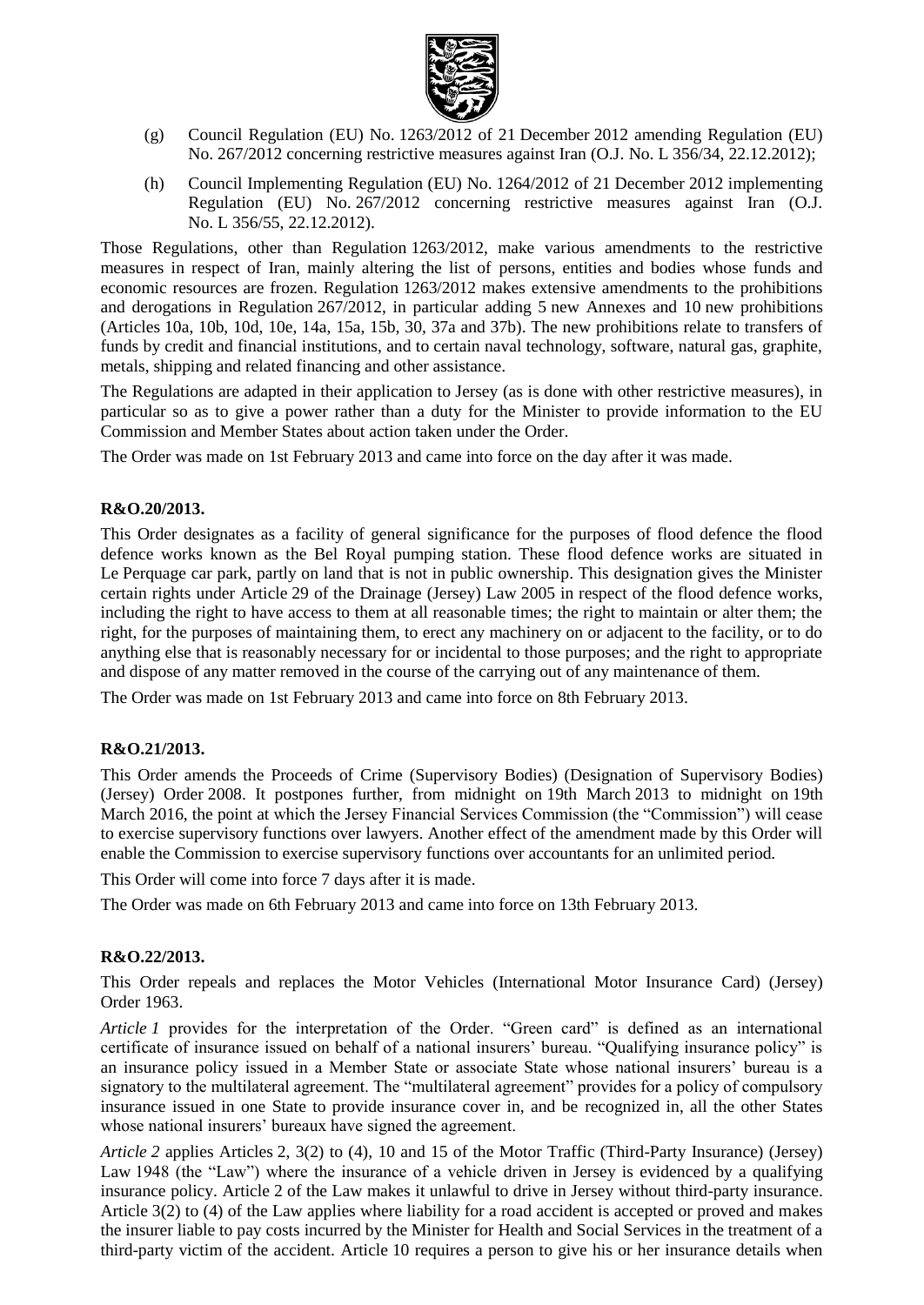(g) Council Regulation (EU) No. 1263/2012 of 21 December 2012 amending Regulation (EU) No. 267/2012 concerning restrictive measures against Iran (O.J. No. L 356/34, 22.12.2012);

(h) Council Implementing Regulation (EU) No. 1264/2012 of 21 December 2012 implementing Regulation (EU) No. 267/2012 concerning restrictive measures against Iran (O.J. No. L 356/55, 22.12.2012).

Those Regulations, other than Regulation 1263/2012, make various amendments to the restrictive measures in respect of Iran, mainly altering the list of persons, entities and bodies whose funds and economic resources are frozen. Regulation 1263/2012 makes extensive amendments to the prohibitions and derogations in Regulation 267/2012, in particular adding 5 new Annexes and 10 new prohibitions (Articles 10a, 10b, 10d, 10e, 14a, 15a, 15b, 30, 37a and 37b). The new prohibitions relate to transfers of funds by credit and financial institutions, and to certain naval technology, software, natural gas, graphite, metals, shipping and related financing and other assistance.

The Regulations are adapted in their application to Jersey (as is done with other restrictive measures), in particular so as to give a power rather than a duty for the Minister to provide information to the EU Commission and Member States about action taken under the Order.

The Order was made on 1st February 2013 and came into force on the day after it was made.

**R&O.20/2013.**

This Order designates as a facility of general significance for the purposes of flood defence the flood defence works known as the Bel Royal pumping station. These flood defence works are situated in Le Perquage car park, partly on land that is not in public ownership. This designation gives the Minister certain rights under Article 29 of the Drainage (Jersey) Law 2005 in respect of the flood defence works, including the right to have access to them at all reasonable times; the right to maintain or alter them; the right, for the purposes of maintaining them, to erect any machinery on or adjacent to the facility, or to do anything else that is reasonably necessary for or incidental to those purposes; and the right to appropriate and dispose of any matter removed in the course of the carrying out of any maintenance of them.

The Order was made on 1st February 2013 and came into force on 8th February 2013.

**R&O.21/2013.**

This Order amends the Proceeds of Crime (Supervisory Bodies) (Designation of Supervisory Bodies) (Jersey) Order 2008. It postpones further, from midnight on 19th March 2013 to midnight on 19th March 2016, the point at which the Jersey Financial Services Commission (the "Commission") will cease to exercise supervisory functions over lawyers. Another effect of the amendment made by this Order will enable the Commission to exercise supervisory functions over accountants for an unlimited period.

This Order will come into force 7 days after it is made.

The Order was made on 6th February 2013 and came into force on 13th February 2013.

**R&O.22/2013.**

This Order repeals and replaces the Motor Vehicles (International Motor Insurance Card) (Jersey) Order 1963.

*Article 1* provides for the interpretation of the Order. "Green card" is defined as an international certificate of insurance issued on behalf of a national insurers' bureau. "Qualifying insurance policy" is an insurance policy issued in a Member State or associate State whose national insurers' bureau is a signatory to the multilateral agreement. The "multilateral agreement" provides for a policy of compulsory insurance issued in one State to provide insurance cover in, and be recognized in, all the other States whose national insurers' bureaux have signed the agreement.

*Article 2* applies Articles 2, 3(2) to (4), 10 and 15 of the Motor Traffic (Third-Party Insurance) (Jersey) Law 1948 (the "Law") where the insurance of a vehicle driven in Jersey is evidenced by a qualifying insurance policy. Article 2 of the Law makes it unlawful to drive in Jersey without third-party insurance. Article 3(2) to (4) of the Law applies where liability for a road accident is accepted or proved and makes the insurer liable to pay costs incurred by the Minister for Health and Social Services in the treatment of a third-party victim of the accident. Article 10 requires a person to give his or her insurance details when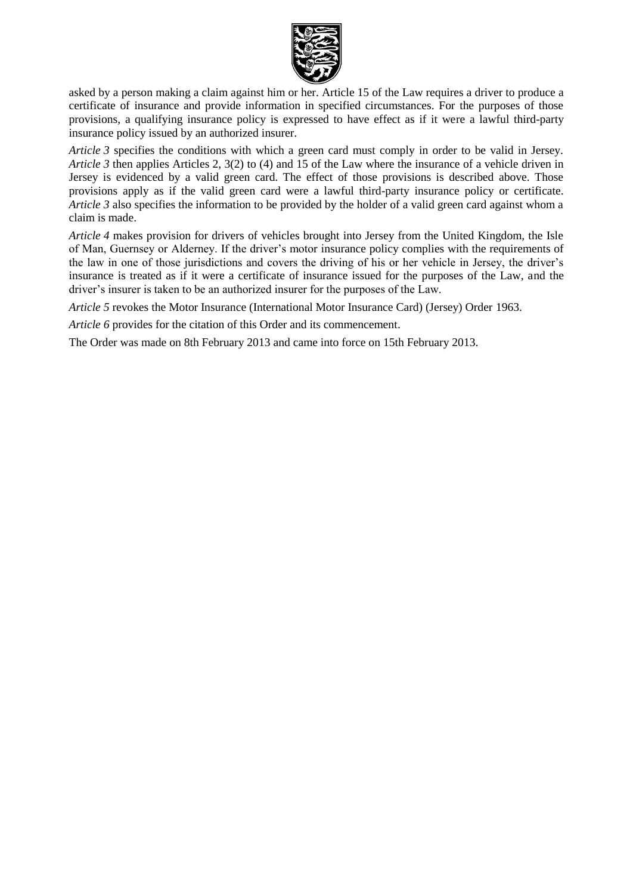asked by a person making a claim against him or her. Article 15 of the Law requires a driver to produce a certificate of insurance and provide information in specified circumstances. For the purposes of those provisions, a qualifying insurance policy is expressed to have effect as if it were a lawful third-party insurance policy issued by an authorized insurer.

*Article 3* specifies the conditions with which a green card must comply in order to be valid in Jersey. *Article 3* then applies Articles 2, 3(2) to (4) and 15 of the Law where the insurance of a vehicle driven in Jersey is evidenced by a valid green card. The effect of those provisions is described above. Those provisions apply as if the valid green card were a lawful third-party insurance policy or certificate. *Article 3* also specifies the information to be provided by the holder of a valid green card against whom a claim is made.

*Article 4* makes provision for drivers of vehicles brought into Jersey from the United Kingdom, the Isle of Man, Guernsey or Alderney. If the driver's motor insurance policy complies with the requirements of the law in one of those jurisdictions and covers the driving of his or her vehicle in Jersey, the driver's insurance is treated as if it were a certificate of insurance issued for the purposes of the Law, and the driver's insurer is taken to be an authorized insurer for the purposes of the Law.

*Article 5* revokes the Motor Insurance (International Motor Insurance Card) (Jersey) Order 1963.

*Article 6* provides for the citation of this Order and its commencement.

The Order was made on 8th February 2013 and came into force on 15th February 2013.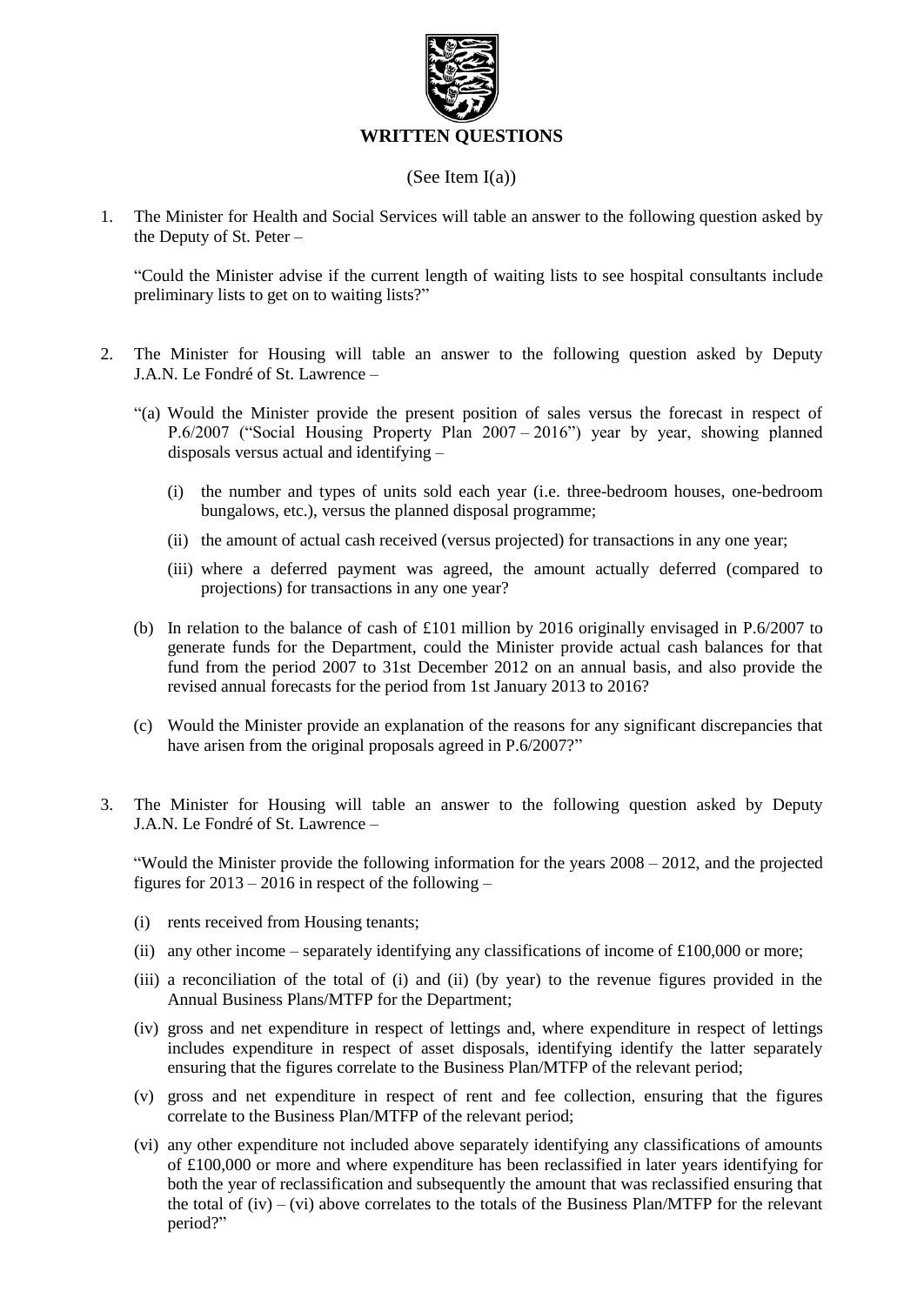# WRITTEN QUESTIONS

(See Item I(a))

1. The Minister for Health and Social Services will table an answer to the following question asked by the Deputy of St. Peter –

   "Could the Minister advise if the current length of waiting lists to see hospital consultants include preliminary lists to get on to waiting lists?"

2. The Minister for Housing will table an answer to the following question asked by Deputy J.A.N. Le Fondré of St. Lawrence –

   "(a) Would the Minister provide the present position of sales versus the forecast in respect of P.6/2007 ("Social Housing Property Plan 2007 – 2016") year by year, showing planned disposals versus actual and identifying –

   (i) the number and types of units sold each year (i.e. three-bedroom houses, one-bedroom bungalows, etc.), versus the planned disposal programme;

   (ii) the amount of actual cash received (versus projected) for transactions in any one year;

   (iii) where a deferred payment was agreed, the amount actually deferred (compared to projections) for transactions in any one year?

   (b) In relation to the balance of cash of £101 million by 2016 originally envisaged in P.6/2007 to generate funds for the Department, could the Minister provide actual cash balances for that fund from the period 2007 to 31st December 2012 on an annual basis, and also provide the revised annual forecasts for the period from 1st January 2013 to 2016?

   (c) Would the Minister provide an explanation of the reasons for any significant discrepancies that have arisen from the original proposals agreed in P.6/2007?"

3. The Minister for Housing will table an answer to the following question asked by Deputy J.A.N. Le Fondré of St. Lawrence –

   "Would the Minister provide the following information for the years 2008 – 2012, and the projected figures for 2013 – 2016 in respect of the following –

   (i) rents received from Housing tenants;

   (ii) any other income – separately identifying any classifications of income of £100,000 or more;

   (iii) a reconciliation of the total of (i) and (ii) (by year) to the revenue figures provided in the Annual Business Plans/MTFP for the Department;

   (iv) gross and net expenditure in respect of lettings and, where expenditure in respect of lettings includes expenditure in respect of asset disposals, identifying identify the latter separately ensuring that the figures correlate to the Business Plan/MTFP of the relevant period;

   (v) gross and net expenditure in respect of rent and fee collection, ensuring that the figures correlate to the Business Plan/MTFP of the relevant period;

   (vi) any other expenditure not included above separately identifying any classifications of amounts of £100,000 or more and where expenditure has been reclassified in later years identifying for both the year of reclassification and subsequently the amount that was reclassified ensuring that the total of (iv) – (vi) above correlates to the totals of the Business Plan/MTFP for the relevant period?"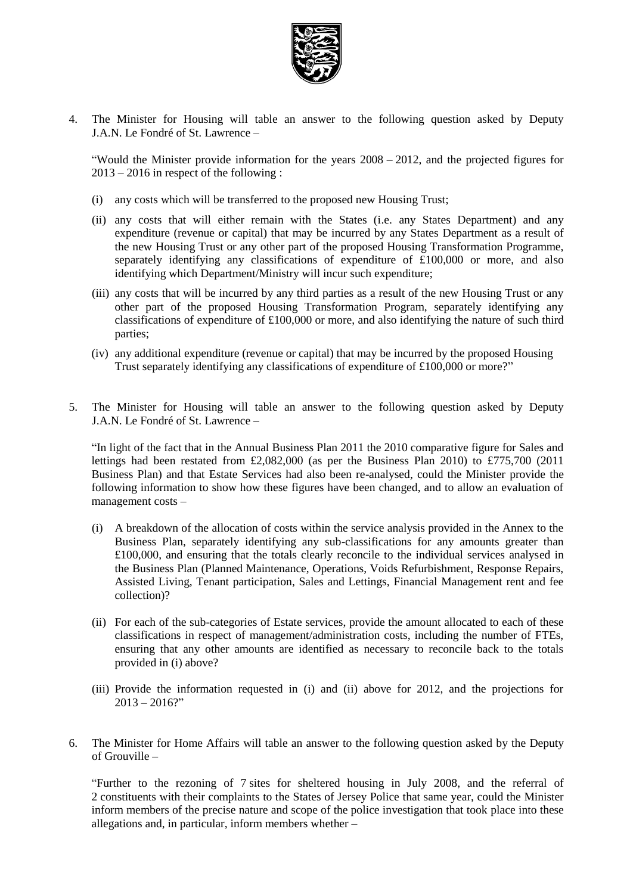4. The Minister for Housing will table an answer to the following question asked by Deputy J.A.N. Le Fondré of St. Lawrence –

   "Would the Minister provide information for the years 2008 – 2012, and the projected figures for 2013 – 2016 in respect of the following :

   (i) any costs which will be transferred to the proposed new Housing Trust;

   (ii) any costs that will either remain with the States (i.e. any States Department) and any expenditure (revenue or capital) that may be incurred by any States Department as a result of the new Housing Trust or any other part of the proposed Housing Transformation Programme, separately identifying any classifications of expenditure of £100,000 or more, and also identifying which Department/Ministry will incur such expenditure;

   (iii) any costs that will be incurred by any third parties as a result of the new Housing Trust or any other part of the proposed Housing Transformation Program, separately identifying any classifications of expenditure of £100,000 or more, and also identifying the nature of such third parties;

   (iv) any additional expenditure (revenue or capital) that may be incurred by the proposed Housing Trust separately identifying any classifications of expenditure of £100,000 or more?"

5. The Minister for Housing will table an answer to the following question asked by Deputy J.A.N. Le Fondré of St. Lawrence –

   "In light of the fact that in the Annual Business Plan 2011 the 2010 comparative figure for Sales and lettings had been restated from £2,082,000 (as per the Business Plan 2010) to £775,700 (2011 Business Plan) and that Estate Services had also been re-analysed, could the Minister provide the following information to show how these figures have been changed, and to allow an evaluation of management costs –

   (i) A breakdown of the allocation of costs within the service analysis provided in the Annex to the Business Plan, separately identifying any sub-classifications for any amounts greater than £100,000, and ensuring that the totals clearly reconcile to the individual services analysed in the Business Plan (Planned Maintenance, Operations, Voids Refurbishment, Response Repairs, Assisted Living, Tenant participation, Sales and Lettings, Financial Management rent and fee collection)?

   (ii) For each of the sub-categories of Estate services, provide the amount allocated to each of these classifications in respect of management/administration costs, including the number of FTEs, ensuring that any other amounts are identified as necessary to reconcile back to the totals provided in (i) above?

   (iii) Provide the information requested in (i) and (ii) above for 2012, and the projections for 2013 – 2016?"

6. The Minister for Home Affairs will table an answer to the following question asked by the Deputy of Grouville –

   "Further to the rezoning of 7 sites for sheltered housing in July 2008, and the referral of 2 constituents with their complaints to the States of Jersey Police that same year, could the Minister inform members of the precise nature and scope of the police investigation that took place into these allegations and, in particular, inform members whether –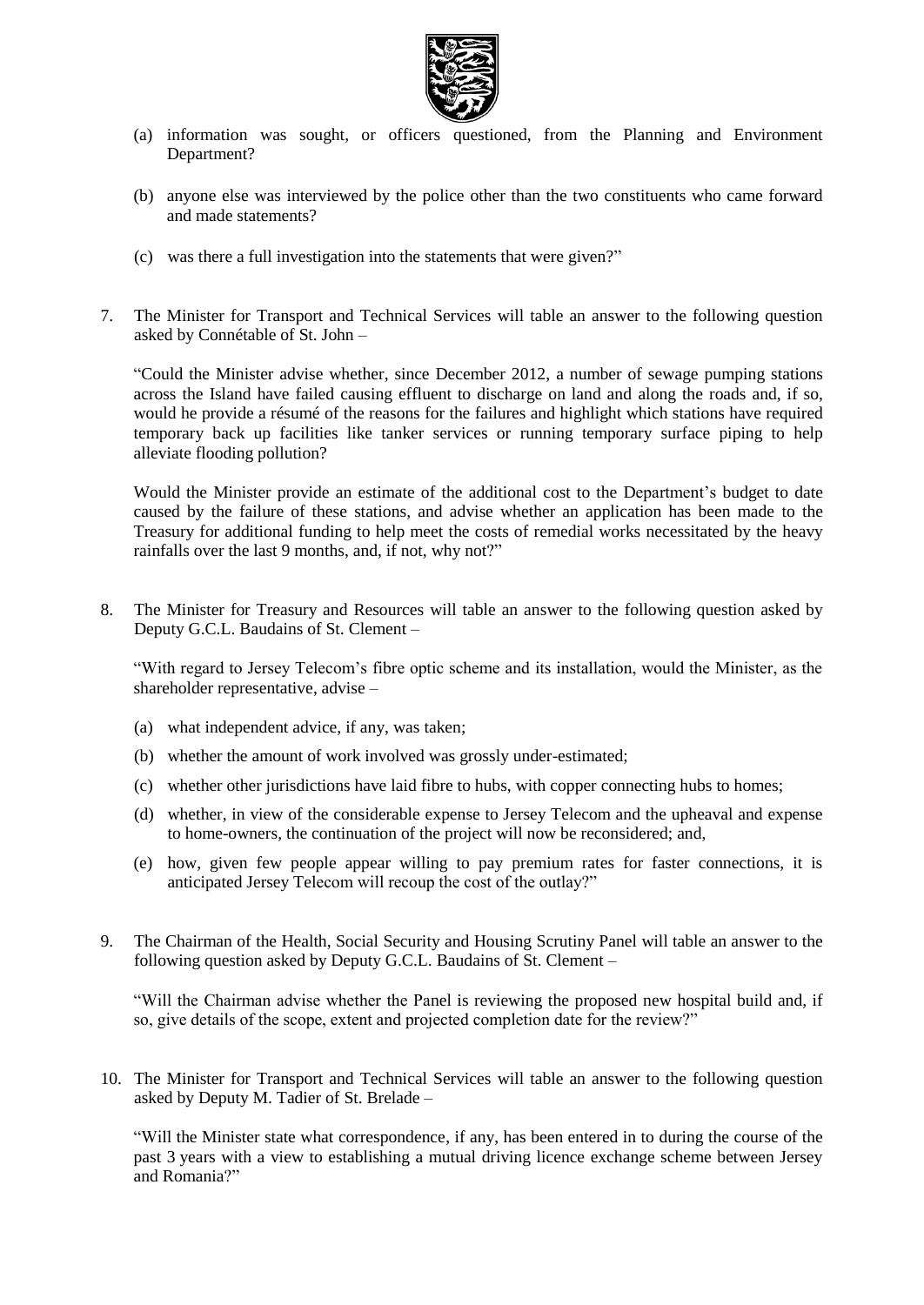(a) information was sought, or officers questioned, from the Planning and Environment Department?

(b) anyone else was interviewed by the police other than the two constituents who came forward and made statements?

(c) was there a full investigation into the statements that were given?"

7. The Minister for Transport and Technical Services will table an answer to the following question asked by Connétable of St. John –

"Could the Minister advise whether, since December 2012, a number of sewage pumping stations across the Island have failed causing effluent to discharge on land and along the roads and, if so, would he provide a résumé of the reasons for the failures and highlight which stations have required temporary back up facilities like tanker services or running temporary surface piping to help alleviate flooding pollution?

Would the Minister provide an estimate of the additional cost to the Department's budget to date caused by the failure of these stations, and advise whether an application has been made to the Treasury for additional funding to help meet the costs of remedial works necessitated by the heavy rainfalls over the last 9 months, and, if not, why not?"

8. The Minister for Treasury and Resources will table an answer to the following question asked by Deputy G.C.L. Baudains of St. Clement –

"With regard to Jersey Telecom's fibre optic scheme and its installation, would the Minister, as the shareholder representative, advise –

(a) what independent advice, if any, was taken;

(b) whether the amount of work involved was grossly under-estimated;

(c) whether other jurisdictions have laid fibre to hubs, with copper connecting hubs to homes;

(d) whether, in view of the considerable expense to Jersey Telecom and the upheaval and expense to home-owners, the continuation of the project will now be reconsidered; and,

(e) how, given few people appear willing to pay premium rates for faster connections, it is anticipated Jersey Telecom will recoup the cost of the outlay?"

9. The Chairman of the Health, Social Security and Housing Scrutiny Panel will table an answer to the following question asked by Deputy G.C.L. Baudains of St. Clement –

"Will the Chairman advise whether the Panel is reviewing the proposed new hospital build and, if so, give details of the scope, extent and projected completion date for the review?"

10. The Minister for Transport and Technical Services will table an answer to the following question asked by Deputy M. Tadier of St. Brelade –

"Will the Minister state what correspondence, if any, has been entered in to during the course of the past 3 years with a view to establishing a mutual driving licence exchange scheme between Jersey and Romania?"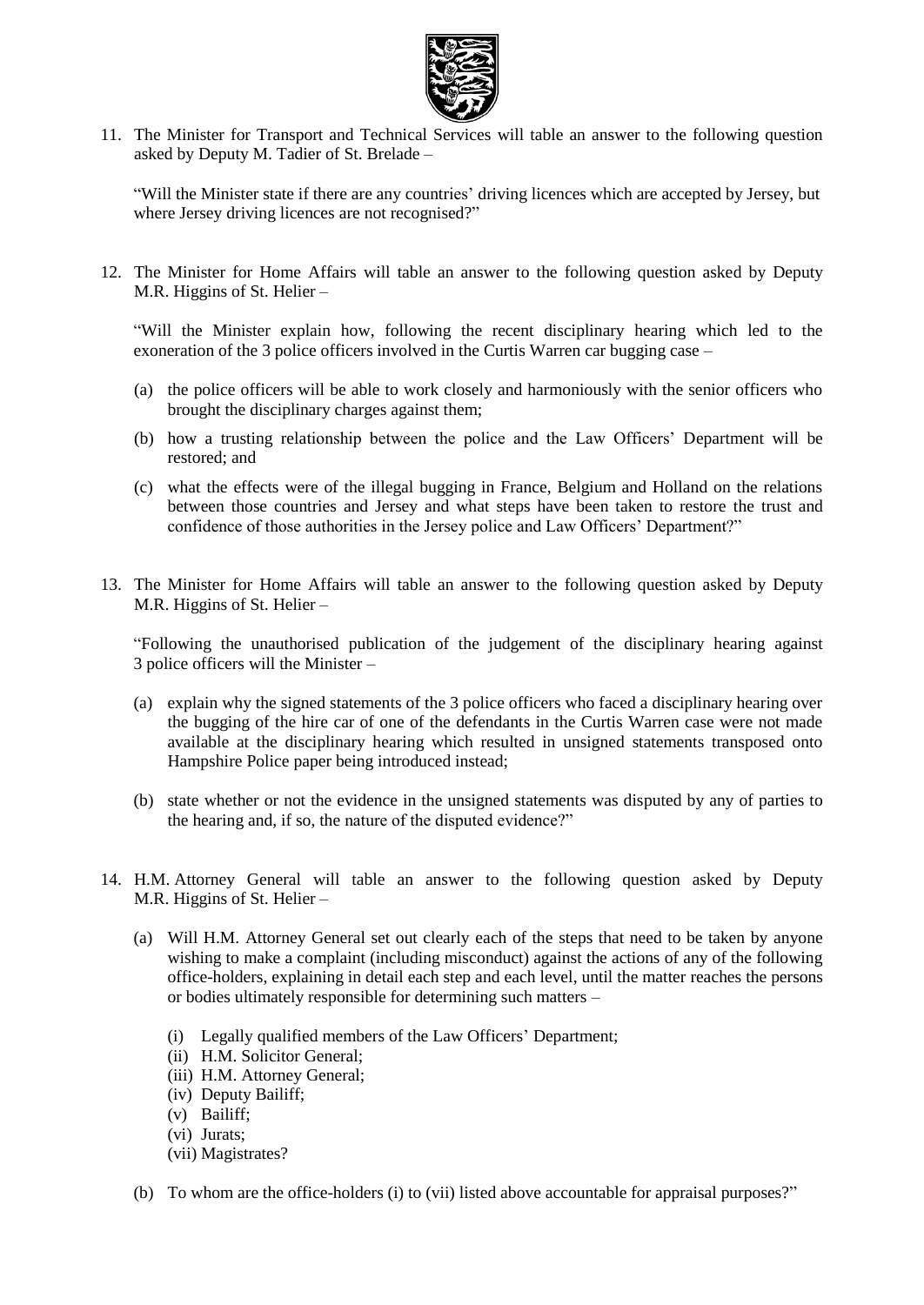11. The Minister for Transport and Technical Services will table an answer to the following question asked by Deputy M. Tadier of St. Brelade –

    "Will the Minister state if there are any countries' driving licences which are accepted by Jersey, but where Jersey driving licences are not recognised?"

12. The Minister for Home Affairs will table an answer to the following question asked by Deputy M.R. Higgins of St. Helier –

    "Will the Minister explain how, following the recent disciplinary hearing which led to the exoneration of the 3 police officers involved in the Curtis Warren car bugging case –

    (a) the police officers will be able to work closely and harmoniously with the senior officers who brought the disciplinary charges against them;

    (b) how a trusting relationship between the police and the Law Officers' Department will be restored; and

    (c) what the effects were of the illegal bugging in France, Belgium and Holland on the relations between those countries and Jersey and what steps have been taken to restore the trust and confidence of those authorities in the Jersey police and Law Officers' Department?"

13. The Minister for Home Affairs will table an answer to the following question asked by Deputy M.R. Higgins of St. Helier –

    "Following the unauthorised publication of the judgement of the disciplinary hearing against 3 police officers will the Minister –

    (a) explain why the signed statements of the 3 police officers who faced a disciplinary hearing over the bugging of the hire car of one of the defendants in the Curtis Warren case were not made available at the disciplinary hearing which resulted in unsigned statements transposed onto Hampshire Police paper being introduced instead;

    (b) state whether or not the evidence in the unsigned statements was disputed by any of parties to the hearing and, if so, the nature of the disputed evidence?"

14. H.M. Attorney General will table an answer to the following question asked by Deputy M.R. Higgins of St. Helier –

    (a) Will H.M. Attorney General set out clearly each of the steps that need to be taken by anyone wishing to make a complaint (including misconduct) against the actions of any of the following office-holders, explaining in detail each step and each level, until the matter reaches the persons or bodies ultimately responsible for determining such matters –

       (i) Legally qualified members of the Law Officers' Department;
       (ii) H.M. Solicitor General;
       (iii) H.M. Attorney General;
       (iv) Deputy Bailiff;
       (v) Bailiff;
       (vi) Jurats;
       (vii) Magistrates?

    (b) To whom are the office-holders (i) to (vii) listed above accountable for appraisal purposes?"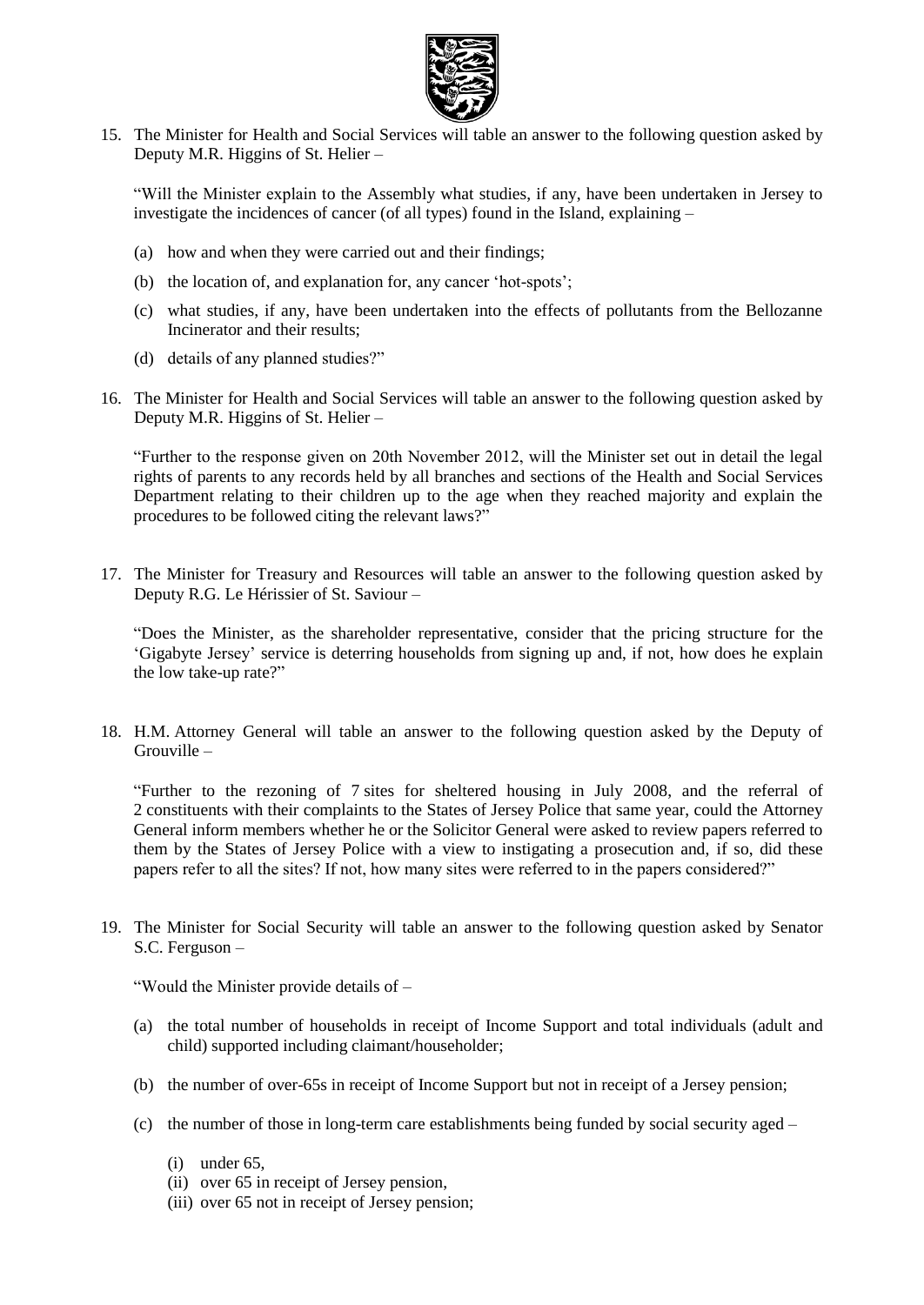15. The Minister for Health and Social Services will table an answer to the following question asked by Deputy M.R. Higgins of St. Helier –

    "Will the Minister explain to the Assembly what studies, if any, have been undertaken in Jersey to investigate the incidences of cancer (of all types) found in the Island, explaining –

    (a) how and when they were carried out and their findings;

    (b) the location of, and explanation for, any cancer 'hot-spots';

    (c) what studies, if any, have been undertaken into the effects of pollutants from the Bellozanne Incinerator and their results;

    (d) details of any planned studies?"

16. The Minister for Health and Social Services will table an answer to the following question asked by Deputy M.R. Higgins of St. Helier –

    "Further to the response given on 20th November 2012, will the Minister set out in detail the legal rights of parents to any records held by all branches and sections of the Health and Social Services Department relating to their children up to the age when they reached majority and explain the procedures to be followed citing the relevant laws?"

17. The Minister for Treasury and Resources will table an answer to the following question asked by Deputy R.G. Le Hérissier of St. Saviour –

    "Does the Minister, as the shareholder representative, consider that the pricing structure for the 'Gigabyte Jersey' service is deterring households from signing up and, if not, how does he explain the low take-up rate?"

18. H.M. Attorney General will table an answer to the following question asked by the Deputy of Grouville –

    "Further to the rezoning of 7 sites for sheltered housing in July 2008, and the referral of 2 constituents with their complaints to the States of Jersey Police that same year, could the Attorney General inform members whether he or the Solicitor General were asked to review papers referred to them by the States of Jersey Police with a view to instigating a prosecution and, if so, did these papers refer to all the sites? If not, how many sites were referred to in the papers considered?"

19. The Minister for Social Security will table an answer to the following question asked by Senator S.C. Ferguson –

    "Would the Minister provide details of –

    (a) the total number of households in receipt of Income Support and total individuals (adult and child) supported including claimant/householder;

    (b) the number of over-65s in receipt of Income Support but not in receipt of a Jersey pension;

    (c) the number of those in long-term care establishments being funded by social security aged –

        (i) under 65,
        (ii) over 65 in receipt of Jersey pension,
        (iii) over 65 not in receipt of Jersey pension;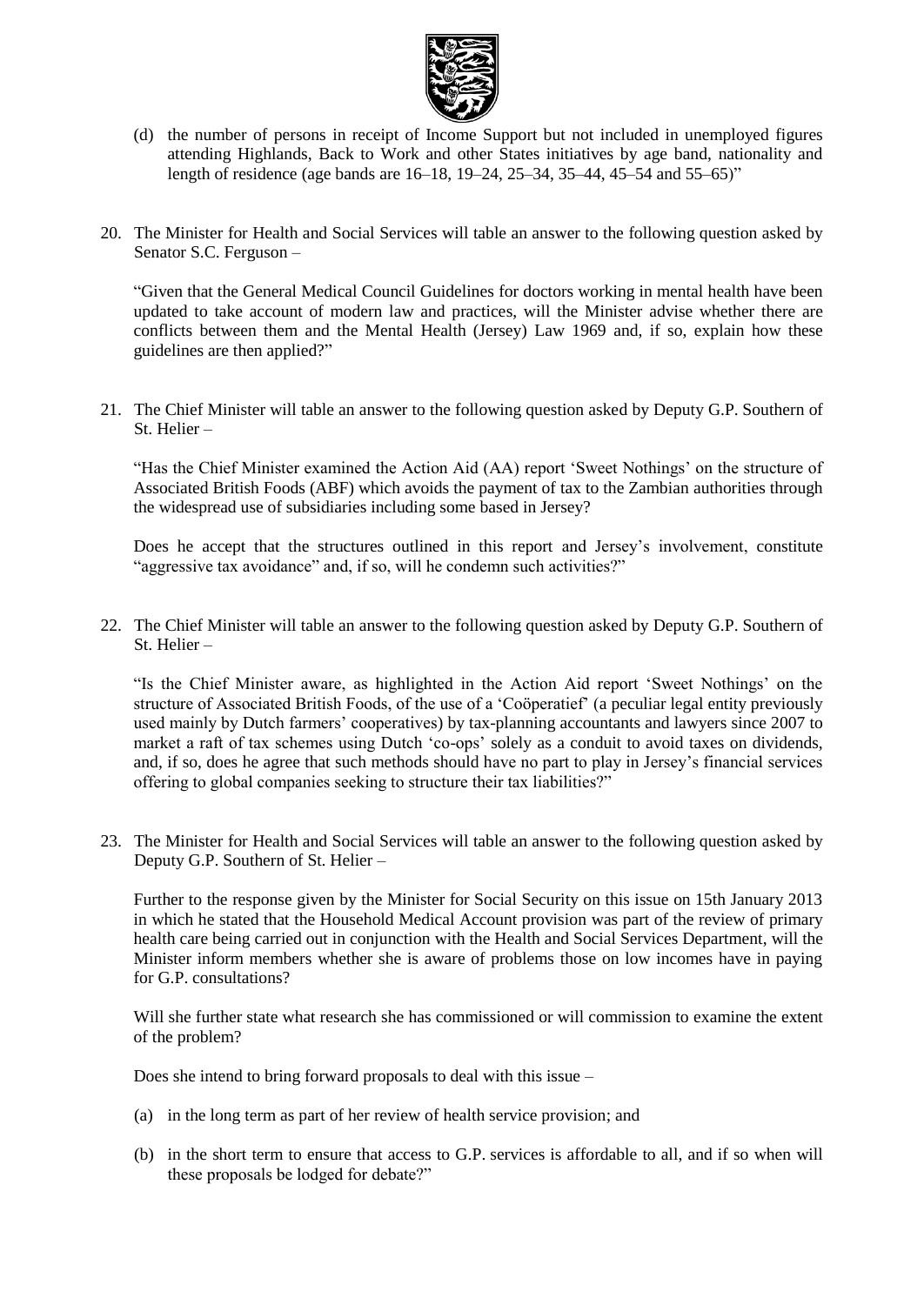(d) the number of persons in receipt of Income Support but not included in unemployed figures attending Highlands, Back to Work and other States initiatives by age band, nationality and length of residence (age bands are 16–18, 19–24, 25–34, 35–44, 45–54 and 55–65)"

20. The Minister for Health and Social Services will table an answer to the following question asked by Senator S.C. Ferguson –

    "Given that the General Medical Council Guidelines for doctors working in mental health have been updated to take account of modern law and practices, will the Minister advise whether there are conflicts between them and the Mental Health (Jersey) Law 1969 and, if so, explain how these guidelines are then applied?"

21. The Chief Minister will table an answer to the following question asked by Deputy G.P. Southern of St. Helier –

    "Has the Chief Minister examined the Action Aid (AA) report 'Sweet Nothings' on the structure of Associated British Foods (ABF) which avoids the payment of tax to the Zambian authorities through the widespread use of subsidiaries including some based in Jersey?

    Does he accept that the structures outlined in this report and Jersey's involvement, constitute "aggressive tax avoidance" and, if so, will he condemn such activities?"

22. The Chief Minister will table an answer to the following question asked by Deputy G.P. Southern of St. Helier –

    "Is the Chief Minister aware, as highlighted in the Action Aid report 'Sweet Nothings' on the structure of Associated British Foods, of the use of a 'Coöperatief' (a peculiar legal entity previously used mainly by Dutch farmers' cooperatives) by tax-planning accountants and lawyers since 2007 to market a raft of tax schemes using Dutch 'co-ops' solely as a conduit to avoid taxes on dividends, and, if so, does he agree that such methods should have no part to play in Jersey's financial services offering to global companies seeking to structure their tax liabilities?"

23. The Minister for Health and Social Services will table an answer to the following question asked by Deputy G.P. Southern of St. Helier –

    Further to the response given by the Minister for Social Security on this issue on 15th January 2013 in which he stated that the Household Medical Account provision was part of the review of primary health care being carried out in conjunction with the Health and Social Services Department, will the Minister inform members whether she is aware of problems those on low incomes have in paying for G.P. consultations?

    Will she further state what research she has commissioned or will commission to examine the extent of the problem?

    Does she intend to bring forward proposals to deal with this issue –

    (a) in the long term as part of her review of health service provision; and

    (b) in the short term to ensure that access to G.P. services is affordable to all, and if so when will these proposals be lodged for debate?"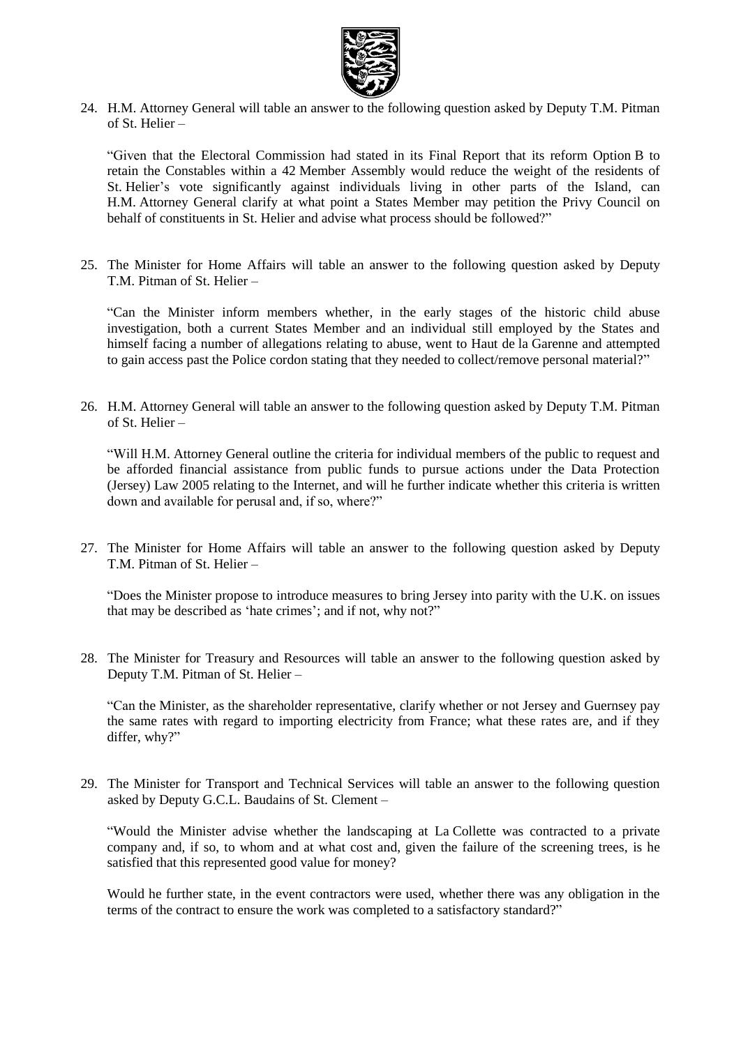24. H.M. Attorney General will table an answer to the following question asked by Deputy T.M. Pitman of St. Helier –

    "Given that the Electoral Commission had stated in its Final Report that its reform Option B to retain the Constables within a 42 Member Assembly would reduce the weight of the residents of St. Helier's vote significantly against individuals living in other parts of the Island, can H.M. Attorney General clarify at what point a States Member may petition the Privy Council on behalf of constituents in St. Helier and advise what process should be followed?"

25. The Minister for Home Affairs will table an answer to the following question asked by Deputy T.M. Pitman of St. Helier –

    "Can the Minister inform members whether, in the early stages of the historic child abuse investigation, both a current States Member and an individual still employed by the States and himself facing a number of allegations relating to abuse, went to Haut de la Garenne and attempted to gain access past the Police cordon stating that they needed to collect/remove personal material?"

26. H.M. Attorney General will table an answer to the following question asked by Deputy T.M. Pitman of St. Helier –

    "Will H.M. Attorney General outline the criteria for individual members of the public to request and be afforded financial assistance from public funds to pursue actions under the Data Protection (Jersey) Law 2005 relating to the Internet, and will he further indicate whether this criteria is written down and available for perusal and, if so, where?"

27. The Minister for Home Affairs will table an answer to the following question asked by Deputy T.M. Pitman of St. Helier –

    "Does the Minister propose to introduce measures to bring Jersey into parity with the U.K. on issues that may be described as 'hate crimes'; and if not, why not?"

28. The Minister for Treasury and Resources will table an answer to the following question asked by Deputy T.M. Pitman of St. Helier –

    "Can the Minister, as the shareholder representative, clarify whether or not Jersey and Guernsey pay the same rates with regard to importing electricity from France; what these rates are, and if they differ, why?"

29. The Minister for Transport and Technical Services will table an answer to the following question asked by Deputy G.C.L. Baudains of St. Clement –

    "Would the Minister advise whether the landscaping at La Collette was contracted to a private company and, if so, to whom and at what cost and, given the failure of the screening trees, is he satisfied that this represented good value for money?

    Would he further state, in the event contractors were used, whether there was any obligation in the terms of the contract to ensure the work was completed to a satisfactory standard?"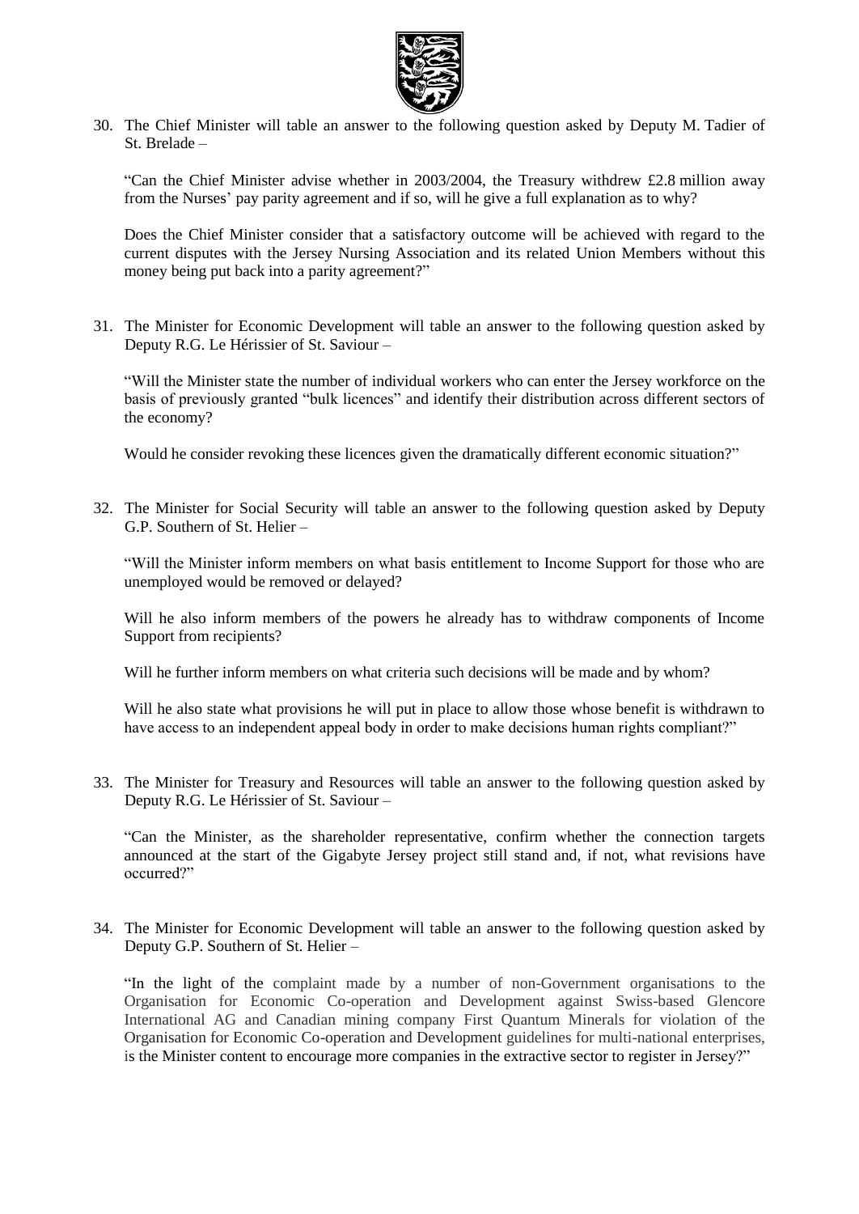30. The Chief Minister will table an answer to the following question asked by Deputy M. Tadier of St. Brelade –

    "Can the Chief Minister advise whether in 2003/2004, the Treasury withdrew £2.8 million away from the Nurses' pay parity agreement and if so, will he give a full explanation as to why?

    Does the Chief Minister consider that a satisfactory outcome will be achieved with regard to the current disputes with the Jersey Nursing Association and its related Union Members without this money being put back into a parity agreement?"

31. The Minister for Economic Development will table an answer to the following question asked by Deputy R.G. Le Hérissier of St. Saviour –

    "Will the Minister state the number of individual workers who can enter the Jersey workforce on the basis of previously granted "bulk licences" and identify their distribution across different sectors of the economy?

    Would he consider revoking these licences given the dramatically different economic situation?"

32. The Minister for Social Security will table an answer to the following question asked by Deputy G.P. Southern of St. Helier –

    "Will the Minister inform members on what basis entitlement to Income Support for those who are unemployed would be removed or delayed?

    Will he also inform members of the powers he already has to withdraw components of Income Support from recipients?

    Will he further inform members on what criteria such decisions will be made and by whom?

    Will he also state what provisions he will put in place to allow those whose benefit is withdrawn to have access to an independent appeal body in order to make decisions human rights compliant?"

33. The Minister for Treasury and Resources will table an answer to the following question asked by Deputy R.G. Le Hérissier of St. Saviour –

    "Can the Minister, as the shareholder representative, confirm whether the connection targets announced at the start of the Gigabyte Jersey project still stand and, if not, what revisions have occurred?"

34. The Minister for Economic Development will table an answer to the following question asked by Deputy G.P. Southern of St. Helier –

    "In the light of the complaint made by a number of non-Government organisations to the Organisation for Economic Co-operation and Development against Swiss-based Glencore International AG and Canadian mining company First Quantum Minerals for violation of the Organisation for Economic Co-operation and Development guidelines for multi-national enterprises, is the Minister content to encourage more companies in the extractive sector to register in Jersey?"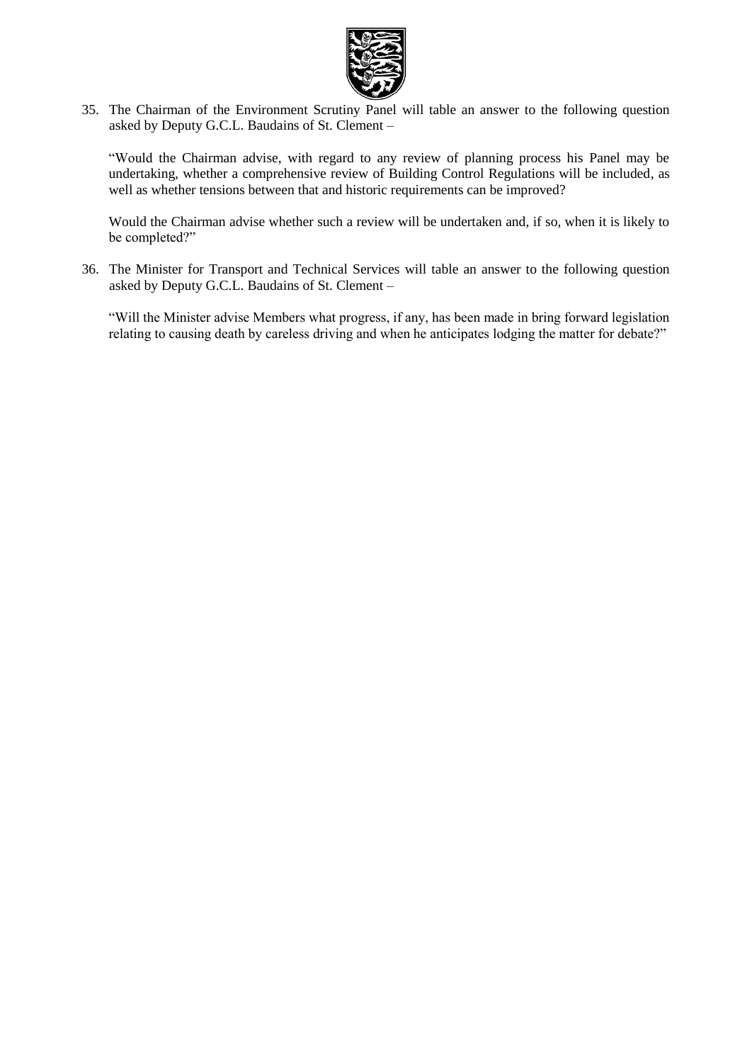35. The Chairman of the Environment Scrutiny Panel will table an answer to the following question asked by Deputy G.C.L. Baudains of St. Clement –

    "Would the Chairman advise, with regard to any review of planning process his Panel may be undertaking, whether a comprehensive review of Building Control Regulations will be included, as well as whether tensions between that and historic requirements can be improved?

    Would the Chairman advise whether such a review will be undertaken and, if so, when it is likely to be completed?"

36. The Minister for Transport and Technical Services will table an answer to the following question asked by Deputy G.C.L. Baudains of St. Clement –

    "Will the Minister advise Members what progress, if any, has been made in bring forward legislation relating to causing death by careless driving and when he anticipates lodging the matter for debate?"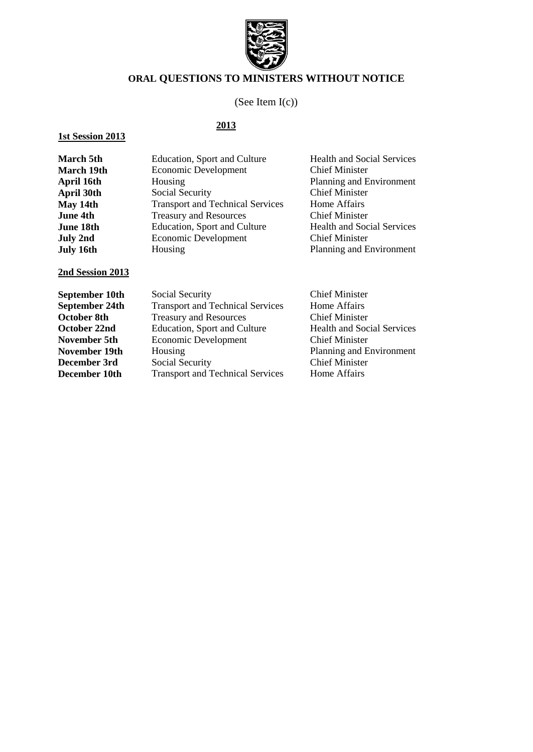## ORAL QUESTIONS TO MINISTERS WITHOUT NOTICE

(See Item I(c))

**2013**

**1st Session 2013**

| | | |
|---|---|---|
| **March 5th** | Education, Sport and Culture | Health and Social Services |
| **March 19th** | Economic Development | Chief Minister |
| **April 16th** | Housing | Planning and Environment |
| **April 30th** | Social Security | Chief Minister |
| **May 14th** | Transport and Technical Services | Home Affairs |
| **June 4th** | Treasury and Resources | Chief Minister |
| **June 18th** | Education, Sport and Culture | Health and Social Services |
| **July 2nd** | Economic Development | Chief Minister |
| **July 16th** | Housing | Planning and Environment |

**2nd Session 2013**

| | | |
|---|---|---|
| **September 10th** | Social Security | Chief Minister |
| **September 24th** | Transport and Technical Services | Home Affairs |
| **October 8th** | Treasury and Resources | Chief Minister |
| **October 22nd** | Education, Sport and Culture | Health and Social Services |
| **November 5th** | Economic Development | Chief Minister |
| **November 19th** | Housing | Planning and Environment |
| **December 3rd** | Social Security | Chief Minister |
| **December 10th** | Transport and Technical Services | Home Affairs |